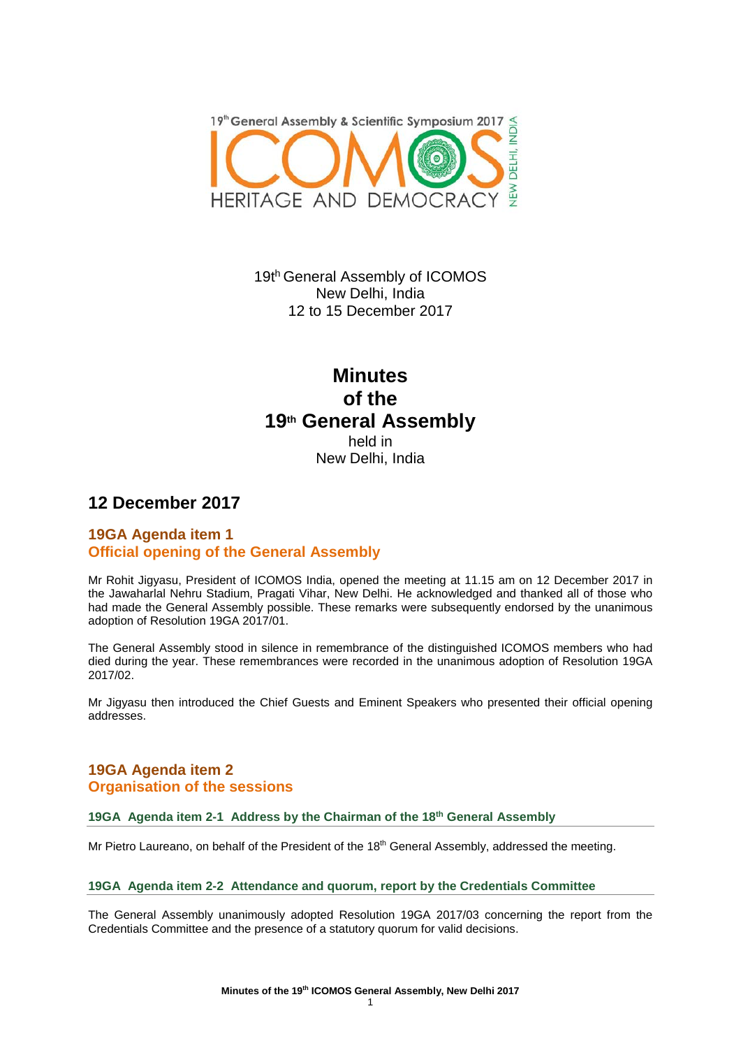19th General Assembly & Scientific Symposium 2017

ICOMOS

HERITAGE AND DEMOCRACY

NEW DELHI, INDIA

19th General Assembly of ICOMOS
New Delhi, India
12 to 15 December 2017

# Minutes of the 19th General Assembly

held in
New Delhi, India

## 12 December 2017

### 19GA Agenda item 1
### Official opening of the General Assembly

Mr Rohit Jigyasu, President of ICOMOS India, opened the meeting at 11.15 am on 12 December 2017 in the Jawaharlal Nehru Stadium, Pragati Vihar, New Delhi. He acknowledged and thanked all of those who had made the General Assembly possible. These remarks were subsequently endorsed by the unanimous adoption of Resolution 19GA 2017/01.

The General Assembly stood in silence in remembrance of the distinguished ICOMOS members who had died during the year. These remembrances were recorded in the unanimous adoption of Resolution 19GA 2017/02.

Mr Jigyasu then introduced the Chief Guests and Eminent Speakers who presented their official opening addresses.

### 19GA Agenda item 2
### Organisation of the sessions

#### 19GA Agenda item 2-1 Address by the Chairman of the 18th General Assembly

Mr Pietro Laureano, on behalf of the President of the 18th General Assembly, addressed the meeting.

#### 19GA Agenda item 2-2 Attendance and quorum, report by the Credentials Committee

The General Assembly unanimously adopted Resolution 19GA 2017/03 concerning the report from the Credentials Committee and the presence of a statutory quorum for valid decisions.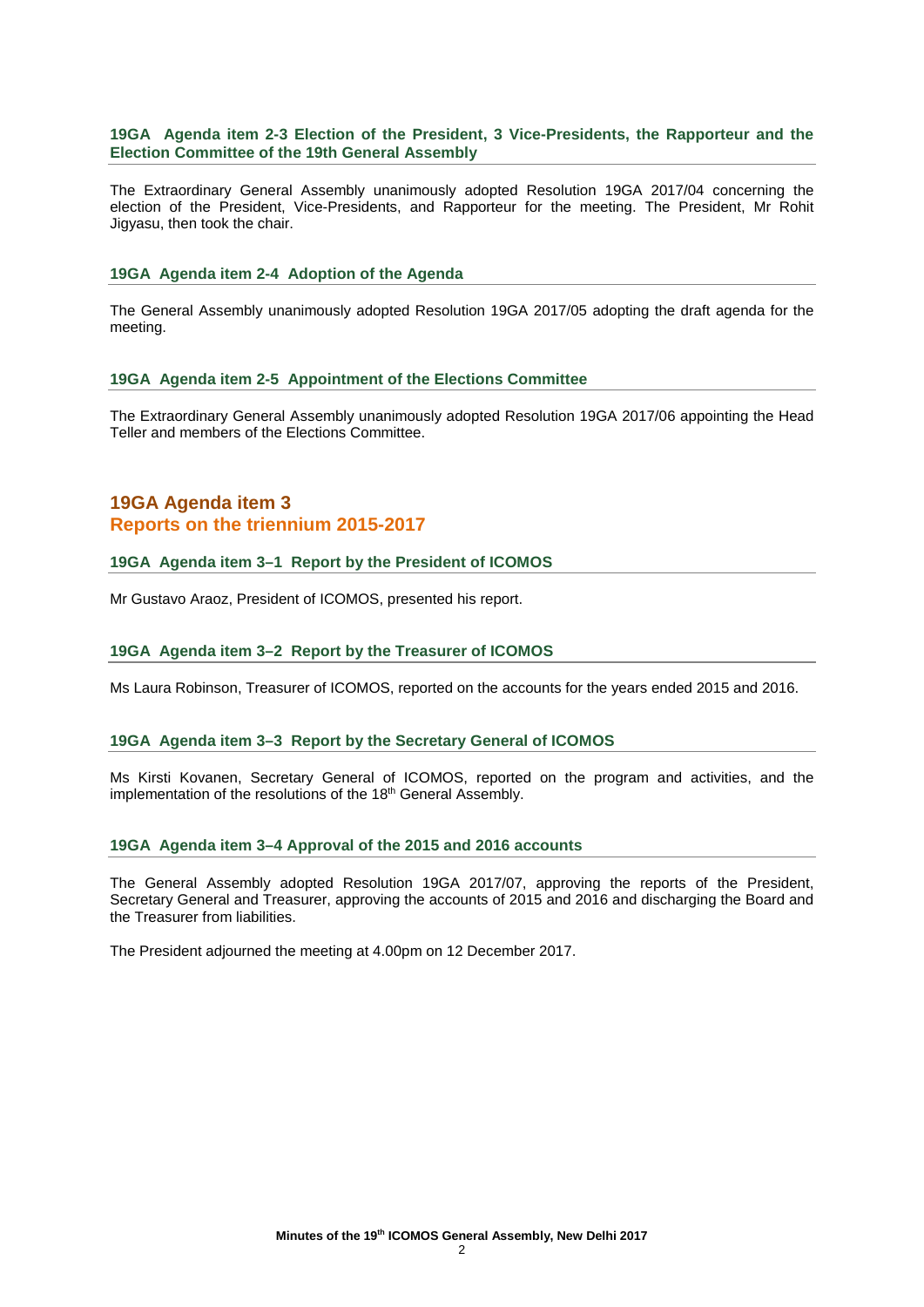### 19GA Agenda item 2-3 Election of the President, 3 Vice-Presidents, the Rapporteur and the Election Committee of the 19th General Assembly

The Extraordinary General Assembly unanimously adopted Resolution 19GA 2017/04 concerning the election of the President, Vice-Presidents, and Rapporteur for the meeting. The President, Mr Rohit Jigyasu, then took the chair.

### 19GA Agenda item 2-4 Adoption of the Agenda

The General Assembly unanimously adopted Resolution 19GA 2017/05 adopting the draft agenda for the meeting.

### 19GA Agenda item 2-5 Appointment of the Elections Committee

The Extraordinary General Assembly unanimously adopted Resolution 19GA 2017/06 appointing the Head Teller and members of the Elections Committee.

## 19GA Agenda item 3
## Reports on the triennium 2015-2017

### 19GA Agenda item 3–1 Report by the President of ICOMOS

Mr Gustavo Araoz, President of ICOMOS, presented his report.

### 19GA Agenda item 3–2 Report by the Treasurer of ICOMOS

Ms Laura Robinson, Treasurer of ICOMOS, reported on the accounts for the years ended 2015 and 2016.

### 19GA Agenda item 3–3 Report by the Secretary General of ICOMOS

Ms Kirsti Kovanen, Secretary General of ICOMOS, reported on the program and activities, and the implementation of the resolutions of the 18th General Assembly.

### 19GA Agenda item 3–4 Approval of the 2015 and 2016 accounts

The General Assembly adopted Resolution 19GA 2017/07, approving the reports of the President, Secretary General and Treasurer, approving the accounts of 2015 and 2016 and discharging the Board and the Treasurer from liabilities.

The President adjourned the meeting at 4.00pm on 12 December 2017.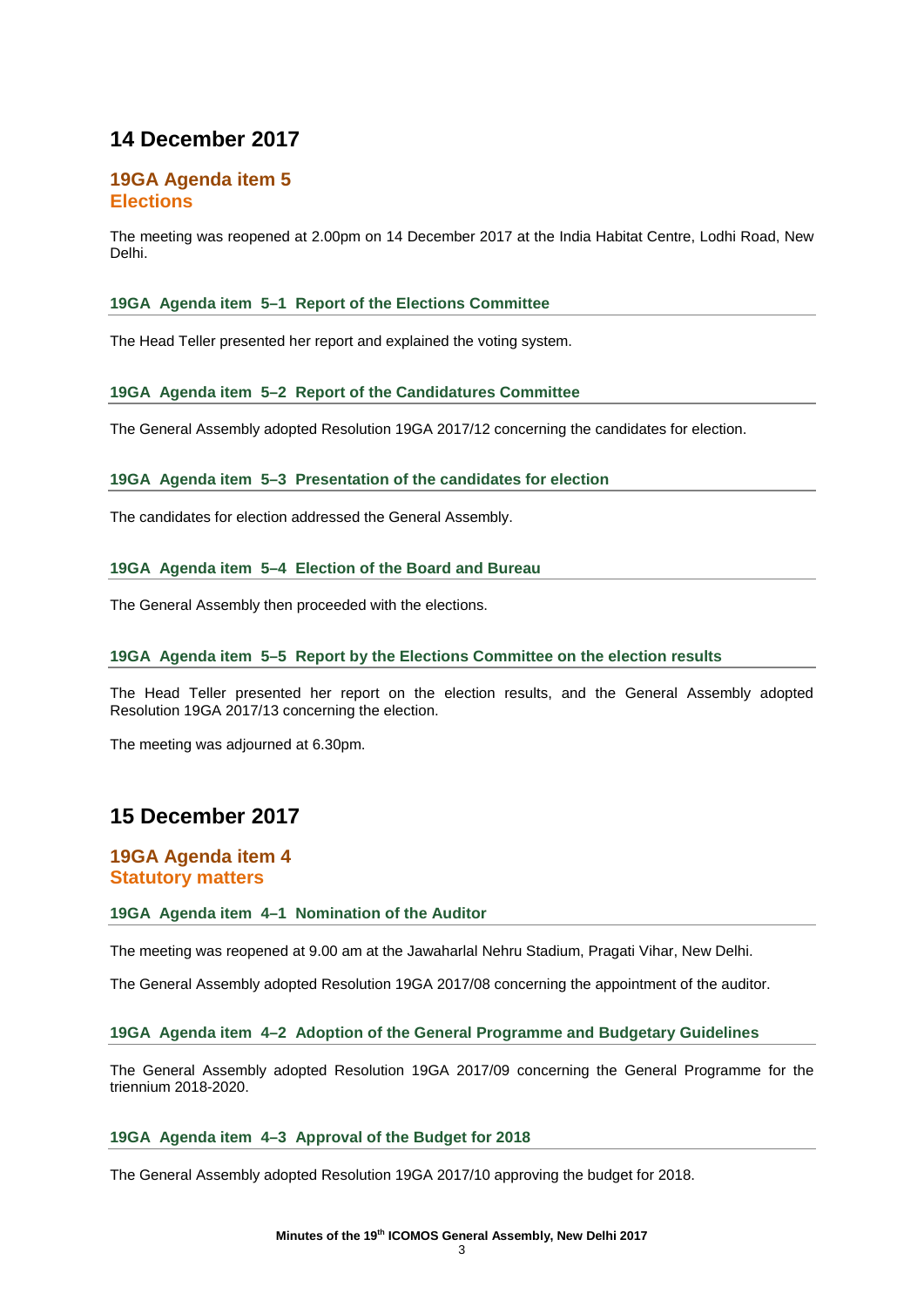# 14 December 2017

## 19GA Agenda item 5
## Elections

The meeting was reopened at 2.00pm on 14 December 2017 at the India Habitat Centre, Lodhi Road, New Delhi.

### 19GA Agenda item 5–1 Report of the Elections Committee

The Head Teller presented her report and explained the voting system.

### 19GA Agenda item 5–2 Report of the Candidatures Committee

The General Assembly adopted Resolution 19GA 2017/12 concerning the candidates for election.

### 19GA Agenda item 5–3 Presentation of the candidates for election

The candidates for election addressed the General Assembly.

### 19GA Agenda item 5–4 Election of the Board and Bureau

The General Assembly then proceeded with the elections.

### 19GA Agenda item 5–5 Report by the Elections Committee on the election results

The Head Teller presented her report on the election results, and the General Assembly adopted Resolution 19GA 2017/13 concerning the election.

The meeting was adjourned at 6.30pm.

# 15 December 2017

## 19GA Agenda item 4
## Statutory matters

### 19GA Agenda item 4–1 Nomination of the Auditor

The meeting was reopened at 9.00 am at the Jawaharlal Nehru Stadium, Pragati Vihar, New Delhi.

The General Assembly adopted Resolution 19GA 2017/08 concerning the appointment of the auditor.

### 19GA Agenda item 4–2 Adoption of the General Programme and Budgetary Guidelines

The General Assembly adopted Resolution 19GA 2017/09 concerning the General Programme for the triennium 2018-2020.

### 19GA Agenda item 4–3 Approval of the Budget for 2018

The General Assembly adopted Resolution 19GA 2017/10 approving the budget for 2018.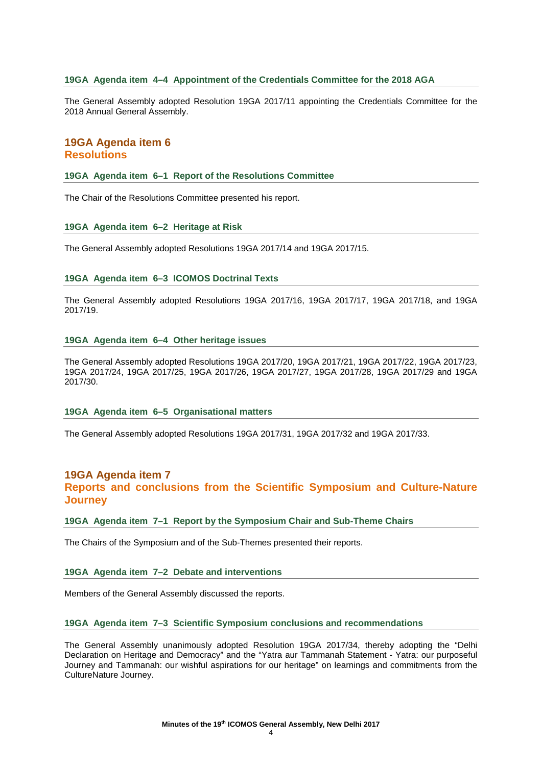### 19GA Agenda item 4–4 Appointment of the Credentials Committee for the 2018 AGA

The General Assembly adopted Resolution 19GA 2017/11 appointing the Credentials Committee for the 2018 Annual General Assembly.

## 19GA Agenda item 6
## Resolutions

### 19GA Agenda item 6–1 Report of the Resolutions Committee

The Chair of the Resolutions Committee presented his report.

### 19GA Agenda item 6–2 Heritage at Risk

The General Assembly adopted Resolutions 19GA 2017/14 and 19GA 2017/15.

### 19GA Agenda item 6–3 ICOMOS Doctrinal Texts

The General Assembly adopted Resolutions 19GA 2017/16, 19GA 2017/17, 19GA 2017/18, and 19GA 2017/19.

### 19GA Agenda item 6–4 Other heritage issues

The General Assembly adopted Resolutions 19GA 2017/20, 19GA 2017/21, 19GA 2017/22, 19GA 2017/23, 19GA 2017/24, 19GA 2017/25, 19GA 2017/26, 19GA 2017/27, 19GA 2017/28, 19GA 2017/29 and 19GA 2017/30.

### 19GA Agenda item 6–5 Organisational matters

The General Assembly adopted Resolutions 19GA 2017/31, 19GA 2017/32 and 19GA 2017/33.

## 19GA Agenda item 7
## Reports and conclusions from the Scientific Symposium and Culture-Nature Journey

### 19GA Agenda item 7–1 Report by the Symposium Chair and Sub-Theme Chairs

The Chairs of the Symposium and of the Sub-Themes presented their reports.

### 19GA Agenda item 7–2 Debate and interventions

Members of the General Assembly discussed the reports.

### 19GA Agenda item 7–3 Scientific Symposium conclusions and recommendations

The General Assembly unanimously adopted Resolution 19GA 2017/34, thereby adopting the "Delhi Declaration on Heritage and Democracy" and the "Yatra aur Tammanah Statement - Yatra: our purposeful Journey and Tammanah: our wishful aspirations for our heritage" on learnings and commitments from the CultureNature Journey.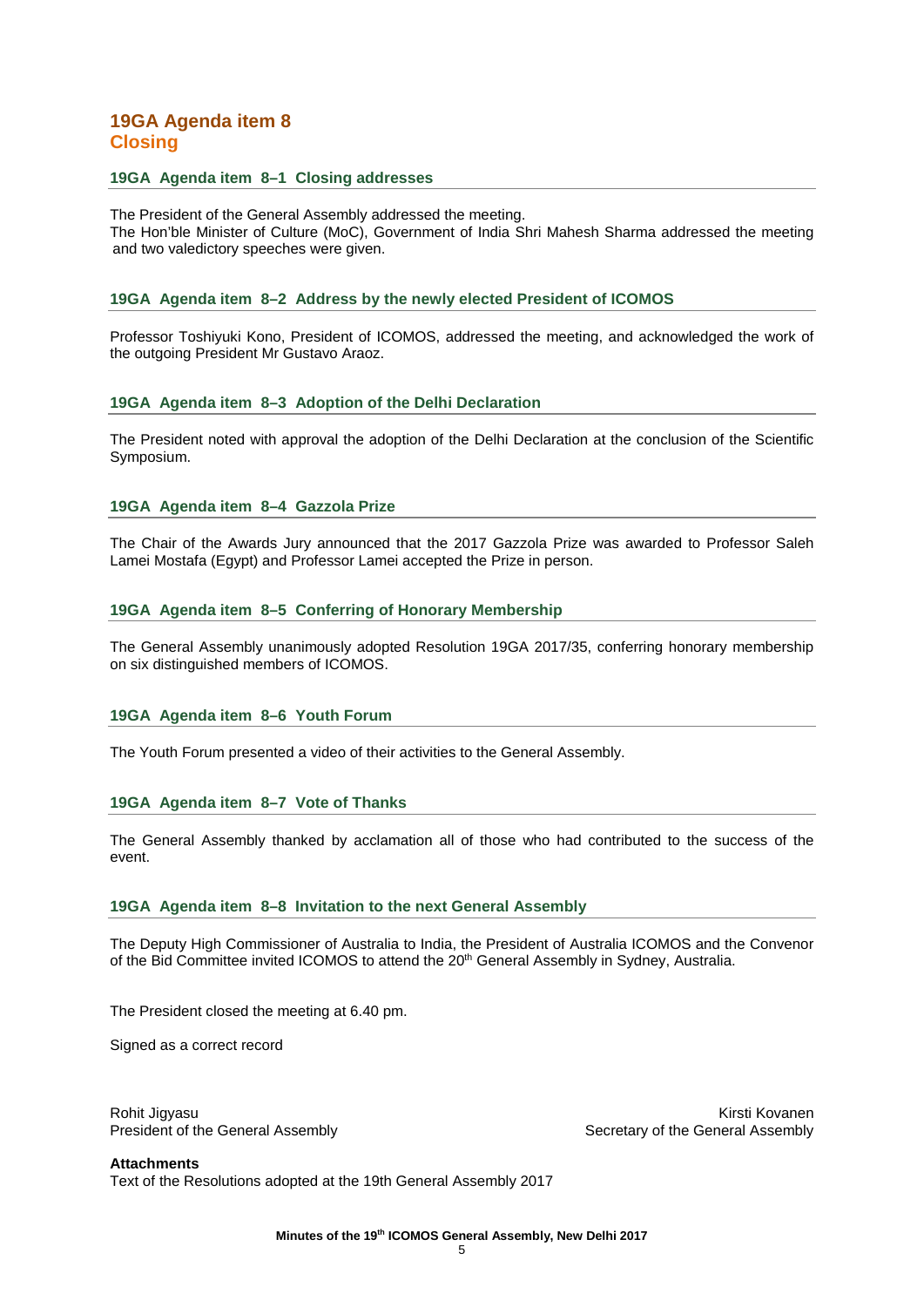## 19GA Agenda item 8
## Closing

### 19GA Agenda item 8–1 Closing addresses

The President of the General Assembly addressed the meeting.
The Hon'ble Minister of Culture (MoC), Government of India Shri Mahesh Sharma addressed the meeting and two valedictory speeches were given.

### 19GA Agenda item 8–2 Address by the newly elected President of ICOMOS

Professor Toshiyuki Kono, President of ICOMOS, addressed the meeting, and acknowledged the work of the outgoing President Mr Gustavo Araoz.

### 19GA Agenda item 8–3 Adoption of the Delhi Declaration

The President noted with approval the adoption of the Delhi Declaration at the conclusion of the Scientific Symposium.

### 19GA Agenda item 8–4 Gazzola Prize

The Chair of the Awards Jury announced that the 2017 Gazzola Prize was awarded to Professor Saleh Lamei Mostafa (Egypt) and Professor Lamei accepted the Prize in person.

### 19GA Agenda item 8–5 Conferring of Honorary Membership

The General Assembly unanimously adopted Resolution 19GA 2017/35, conferring honorary membership on six distinguished members of ICOMOS.

### 19GA Agenda item 8–6 Youth Forum

The Youth Forum presented a video of their activities to the General Assembly.

### 19GA Agenda item 8–7 Vote of Thanks

The General Assembly thanked by acclamation all of those who had contributed to the success of the event.

### 19GA Agenda item 8–8 Invitation to the next General Assembly

The Deputy High Commissioner of Australia to India, the President of Australia ICOMOS and the Convenor of the Bid Committee invited ICOMOS to attend the 20th General Assembly in Sydney, Australia.

The President closed the meeting at 6.40 pm.

Signed as a correct record

Rohit Jigyasu
President of the General Assembly

Kirsti Kovanen
Secretary of the General Assembly

**Attachments**
Text of the Resolutions adopted at the 19th General Assembly 2017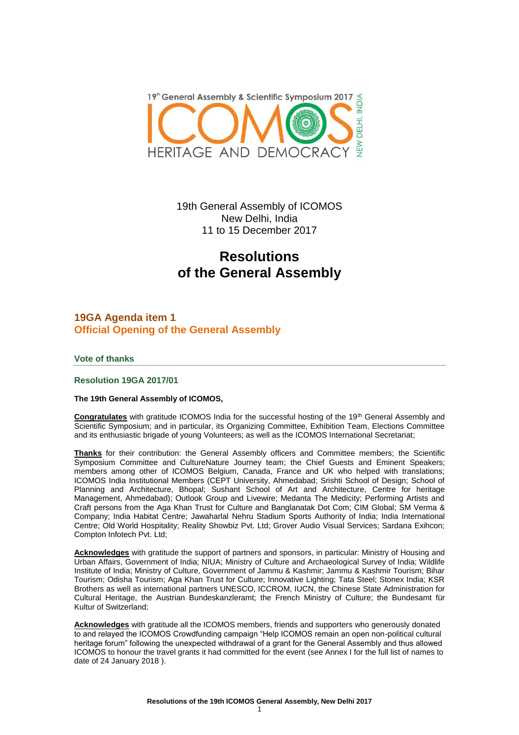19th General Assembly of ICOMOS
New Delhi, India
11 to 15 December 2017

# Resolutions of the General Assembly

## 19GA Agenda item 1
## Official Opening of the General Assembly

### Vote of thanks

#### Resolution 19GA 2017/01

**The 19th General Assembly of ICOMOS,**

**Congratulates** with gratitude ICOMOS India for the successful hosting of the 19th General Assembly and Scientific Symposium; and in particular, its Organizing Committee, Exhibition Team, Elections Committee and its enthusiastic brigade of young Volunteers; as well as the ICOMOS International Secretariat;

**Thanks** for their contribution: the General Assembly officers and Committee members; the Scientific Symposium Committee and CultureNature Journey team; the Chief Guests and Eminent Speakers; members among other of ICOMOS Belgium, Canada, France and UK who helped with translations; ICOMOS India Institutional Members (CEPT University, Ahmedabad; Srishti School of Design; School of Planning and Architecture, Bhopal; Sushant School of Art and Architecture, Centre for heritage Management, Ahmedabad); Outlook Group and Livewire; Medanta The Medicity; Performing Artists and Craft persons from the Aga Khan Trust for Culture and Banglanatak Dot Com; CIM Global; SM Verma & Company; India Habitat Centre; Jawaharlal Nehru Stadium Sports Authority of India; India International Centre; Old World Hospitality; Reality Showbiz Pvt. Ltd; Grover Audio Visual Services; Sardana Exihcon; Compton Infotech Pvt. Ltd;

**Acknowledges** with gratitude the support of partners and sponsors, in particular: Ministry of Housing and Urban Affairs, Government of India; NIUA; Ministry of Culture and Archaeological Survey of India; Wildlife Institute of India; Ministry of Culture, Government of Jammu & Kashmir; Jammu & Kashmir Tourism; Bihar Tourism; Odisha Tourism; Aga Khan Trust for Culture; Innovative Lighting; Tata Steel; Stonex India; KSR Brothers as well as international partners UNESCO, ICCROM, IUCN, the Chinese State Administration for Cultural Heritage, the Austrian Bundeskanzleramt; the French Ministry of Culture; the Bundesamt für Kultur of Switzerland;

**Acknowledges** with gratitude all the ICOMOS members, friends and supporters who generously donated to and relayed the ICOMOS Crowdfunding campaign "Help ICOMOS remain an open non-political cultural heritage forum" following the unexpected withdrawal of a grant for the General Assembly and thus allowed ICOMOS to honour the travel grants it had committed for the event (see Annex I for the full list of names to date of 24 January 2018 ).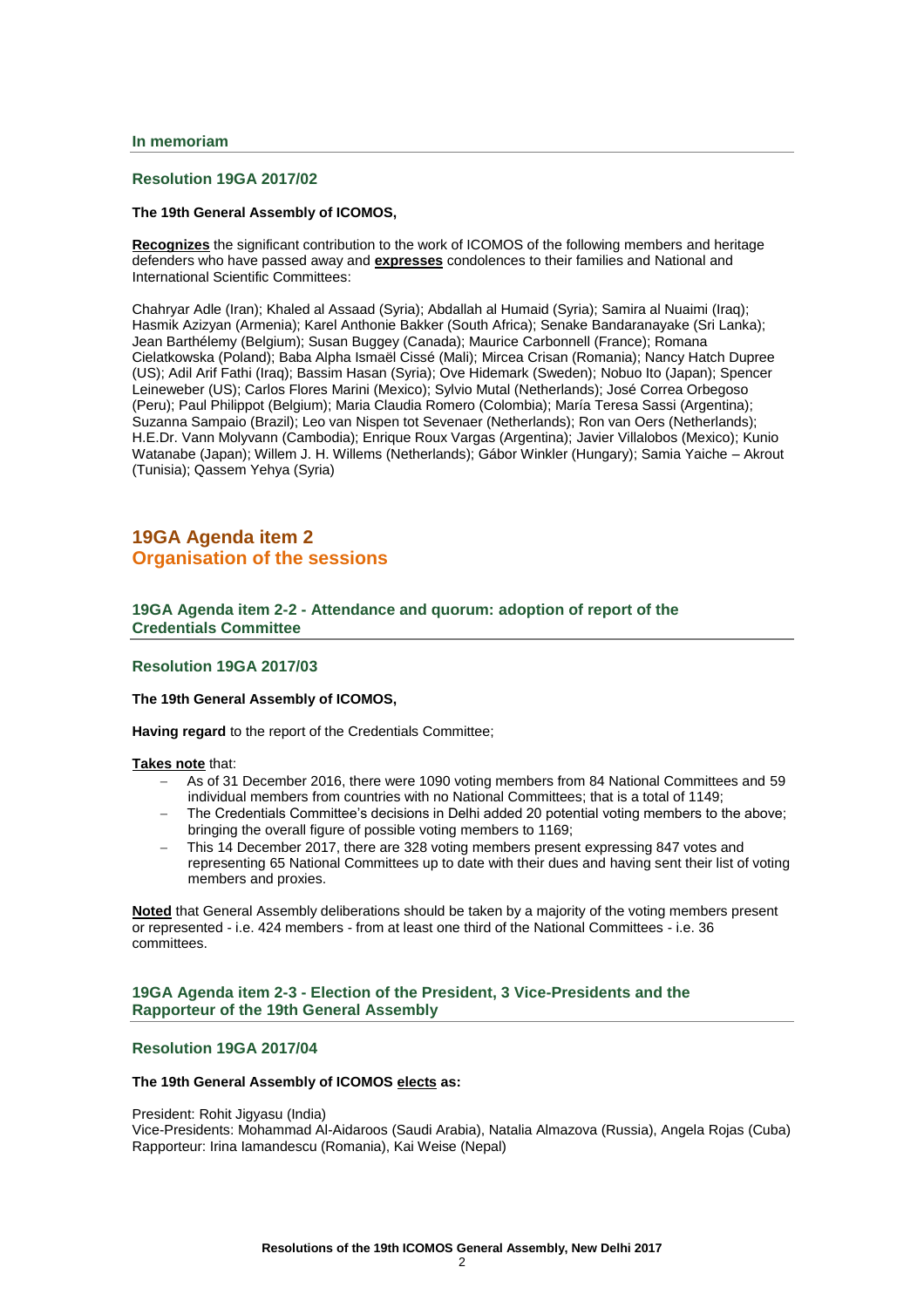### In memoriam

#### Resolution 19GA 2017/02

**The 19th General Assembly of ICOMOS,**

**Recognizes** the significant contribution to the work of ICOMOS of the following members and heritage defenders who have passed away and **expresses** condolences to their families and National and International Scientific Committees:

Chahryar Adle (Iran); Khaled al Assaad (Syria); Abdallah al Humaid (Syria); Samira al Nuaimi (Iraq); Hasmik Azizyan (Armenia); Karel Anthonie Bakker (South Africa); Senake Bandaranayake (Sri Lanka); Jean Barthélemy (Belgium); Susan Buggey (Canada); Maurice Carbonnell (France); Romana Cielatkowska (Poland); Baba Alpha Ismaël Cissé (Mali); Mircea Crisan (Romania); Nancy Hatch Dupree (US); Adil Arif Fathi (Iraq); Bassim Hasan (Syria); Ove Hidemark (Sweden); Nobuo Ito (Japan); Spencer Leineweber (US); Carlos Flores Marini (Mexico); Sylvio Mutal (Netherlands); José Correa Orbegoso (Peru); Paul Philippot (Belgium); Maria Claudia Romero (Colombia); María Teresa Sassi (Argentina); Suzanna Sampaio (Brazil); Leo van Nispen tot Sevenaer (Netherlands); Ron van Oers (Netherlands); H.E.Dr. Vann Molyvann (Cambodia); Enrique Roux Vargas (Argentina); Javier Villalobos (Mexico); Kunio Watanabe (Japan); Willem J. H. Willems (Netherlands); Gábor Winkler (Hungary); Samia Yaiche – Akrout (Tunisia); Qassem Yehya (Syria)

## 19GA Agenda item 2
## Organisation of the sessions

### 19GA Agenda item 2-2 - Attendance and quorum: adoption of report of the Credentials Committee

#### Resolution 19GA 2017/03

**The 19th General Assembly of ICOMOS,**

**Having regard** to the report of the Credentials Committee;

**Takes note** that:

- As of 31 December 2016, there were 1090 voting members from 84 National Committees and 59 individual members from countries with no National Committees; that is a total of 1149;
- The Credentials Committee's decisions in Delhi added 20 potential voting members to the above; bringing the overall figure of possible voting members to 1169;
- This 14 December 2017, there are 328 voting members present expressing 847 votes and representing 65 National Committees up to date with their dues and having sent their list of voting members and proxies.

**Noted** that General Assembly deliberations should be taken by a majority of the voting members present or represented - i.e. 424 members - from at least one third of the National Committees - i.e. 36 committees.

### 19GA Agenda item 2-3 - Election of the President, 3 Vice-Presidents and the Rapporteur of the 19th General Assembly

#### Resolution 19GA 2017/04

**The 19th General Assembly of ICOMOS elects as:**

President: Rohit Jigyasu (India)
Vice-Presidents: Mohammad Al-Aidaroos (Saudi Arabia), Natalia Almazova (Russia), Angela Rojas (Cuba)
Rapporteur: Irina Iamandescu (Romania), Kai Weise (Nepal)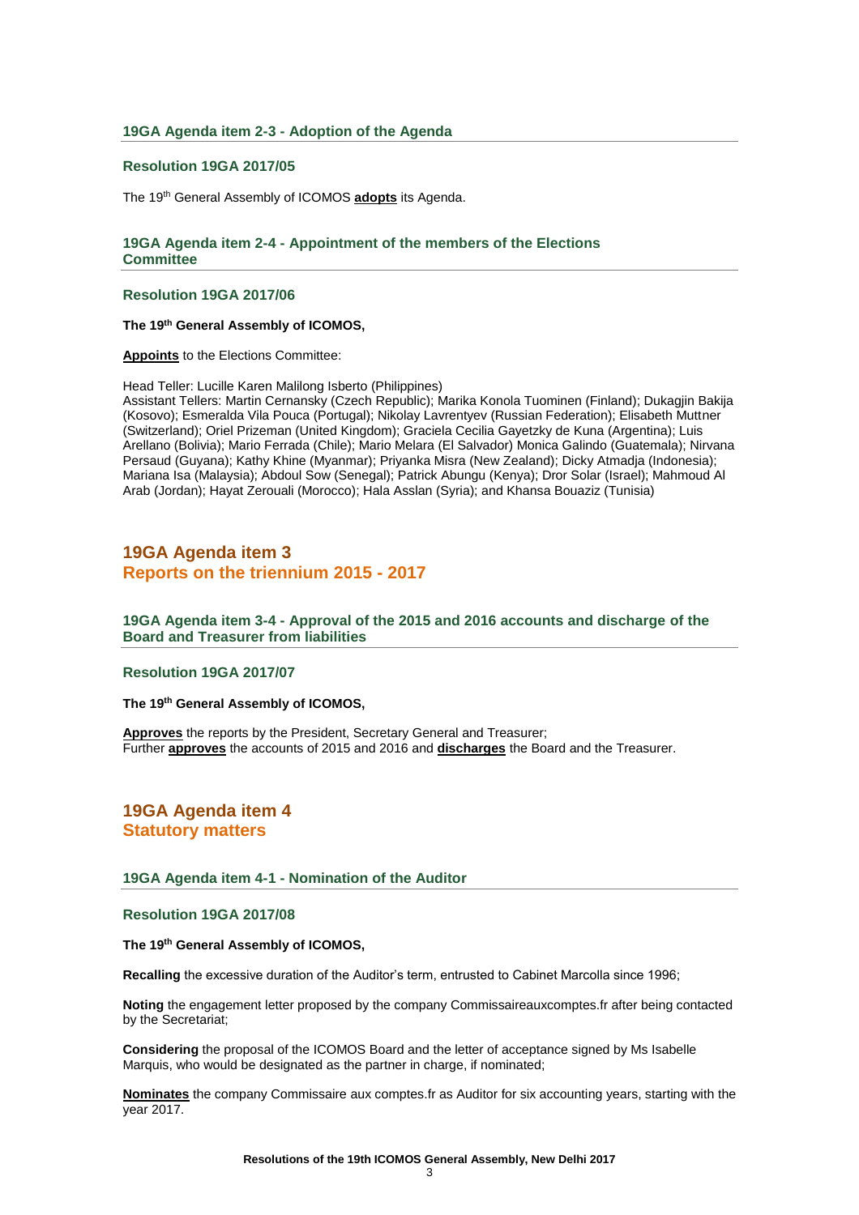### 19GA Agenda item 2-3 - Adoption of the Agenda

#### Resolution 19GA 2017/05

The 19th General Assembly of ICOMOS **adopts** its Agenda.

### 19GA Agenda item 2-4 - Appointment of the members of the Elections Committee

#### Resolution 19GA 2017/06

**The 19th General Assembly of ICOMOS,**

**Appoints** to the Elections Committee:

Head Teller: Lucille Karen Malilong Isberto (Philippines)
Assistant Tellers: Martin Cernansky (Czech Republic); Marika Konola Tuominen (Finland); Dukagjin Bakija (Kosovo); Esmeralda Vila Pouca (Portugal); Nikolay Lavrentyev (Russian Federation); Elisabeth Muttner (Switzerland); Oriel Prizeman (United Kingdom); Graciela Cecilia Gayetzky de Kuna (Argentina); Luis Arellano (Bolivia); Mario Ferrada (Chile); Mario Melara (El Salvador) Monica Galindo (Guatemala); Nirvana Persaud (Guyana); Kathy Khine (Myanmar); Priyanka Misra (New Zealand); Dicky Atmadja (Indonesia); Mariana Isa (Malaysia); Abdoul Sow (Senegal); Patrick Abungu (Kenya); Dror Solar (Israel); Mahmoud Al Arab (Jordan); Hayat Zerouali (Morocco); Hala Asslan (Syria); and Khansa Bouaziz (Tunisia)

## 19GA Agenda item 3
## Reports on the triennium 2015 - 2017

### 19GA Agenda item 3-4 - Approval of the 2015 and 2016 accounts and discharge of the Board and Treasurer from liabilities

#### Resolution 19GA 2017/07

**The 19th General Assembly of ICOMOS,**

**Approves** the reports by the President, Secretary General and Treasurer;
Further **approves** the accounts of 2015 and 2016 and **discharges** the Board and the Treasurer.

## 19GA Agenda item 4
## Statutory matters

### 19GA Agenda item 4-1 - Nomination of the Auditor

#### Resolution 19GA 2017/08

**The 19th General Assembly of ICOMOS,**

**Recalling** the excessive duration of the Auditor's term, entrusted to Cabinet Marcolla since 1996;

**Noting** the engagement letter proposed by the company Commissaireauxcomptes.fr after being contacted by the Secretariat;

**Considering** the proposal of the ICOMOS Board and the letter of acceptance signed by Ms Isabelle Marquis, who would be designated as the partner in charge, if nominated;

**Nominates** the company Commissaire aux comptes.fr as Auditor for six accounting years, starting with the year 2017.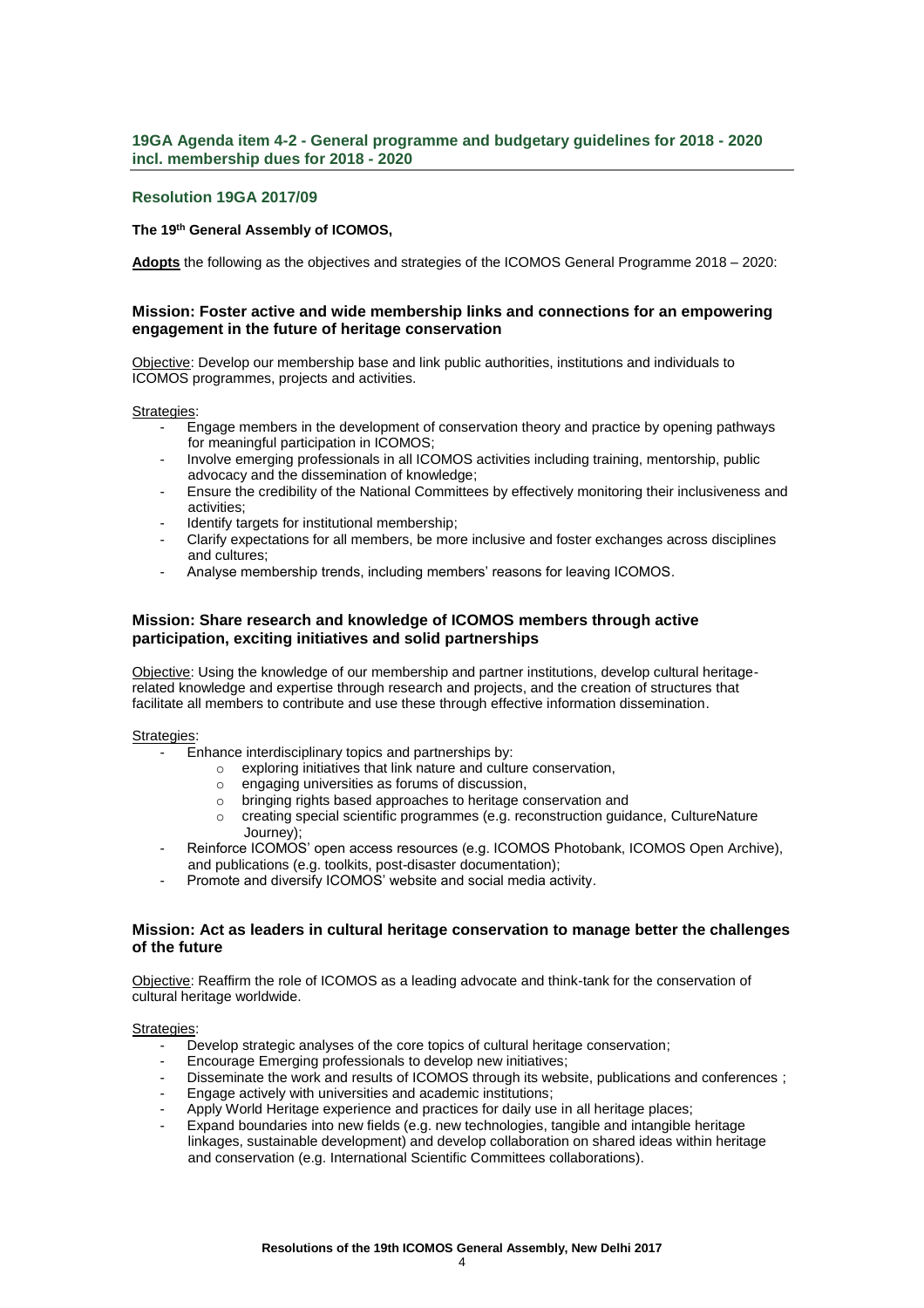## 19GA Agenda item 4-2 - General programme and budgetary guidelines for 2018 - 2020 incl. membership dues for 2018 - 2020

### Resolution 19GA 2017/09

**The 19th General Assembly of ICOMOS,**

**Adopts** the following as the objectives and strategies of the ICOMOS General Programme 2018 – 2020:

### Mission: Foster active and wide membership links and connections for an empowering engagement in the future of heritage conservation

Objective: Develop our membership base and link public authorities, institutions and individuals to ICOMOS programmes, projects and activities.

Strategies:

- Engage members in the development of conservation theory and practice by opening pathways for meaningful participation in ICOMOS;
- Involve emerging professionals in all ICOMOS activities including training, mentorship, public advocacy and the dissemination of knowledge;
- Ensure the credibility of the National Committees by effectively monitoring their inclusiveness and activities;
- Identify targets for institutional membership;
- Clarify expectations for all members, be more inclusive and foster exchanges across disciplines and cultures;
- Analyse membership trends, including members' reasons for leaving ICOMOS.

### Mission: Share research and knowledge of ICOMOS members through active participation, exciting initiatives and solid partnerships

Objective: Using the knowledge of our membership and partner institutions, develop cultural heritage-related knowledge and expertise through research and projects, and the creation of structures that facilitate all members to contribute and use these through effective information dissemination.

Strategies:

- Enhance interdisciplinary topics and partnerships by:
  - exploring initiatives that link nature and culture conservation,
  - engaging universities as forums of discussion,
  - bringing rights based approaches to heritage conservation and
  - creating special scientific programmes (e.g. reconstruction guidance, CultureNature Journey);
- Reinforce ICOMOS' open access resources (e.g. ICOMOS Photobank, ICOMOS Open Archive), and publications (e.g. toolkits, post-disaster documentation);
- Promote and diversify ICOMOS' website and social media activity.

### Mission: Act as leaders in cultural heritage conservation to manage better the challenges of the future

Objective: Reaffirm the role of ICOMOS as a leading advocate and think-tank for the conservation of cultural heritage worldwide.

Strategies:

- Develop strategic analyses of the core topics of cultural heritage conservation;
- Encourage Emerging professionals to develop new initiatives;
- Disseminate the work and results of ICOMOS through its website, publications and conferences ;
- Engage actively with universities and academic institutions;
- Apply World Heritage experience and practices for daily use in all heritage places;
- Expand boundaries into new fields (e.g. new technologies, tangible and intangible heritage linkages, sustainable development) and develop collaboration on shared ideas within heritage and conservation (e.g. International Scientific Committees collaborations).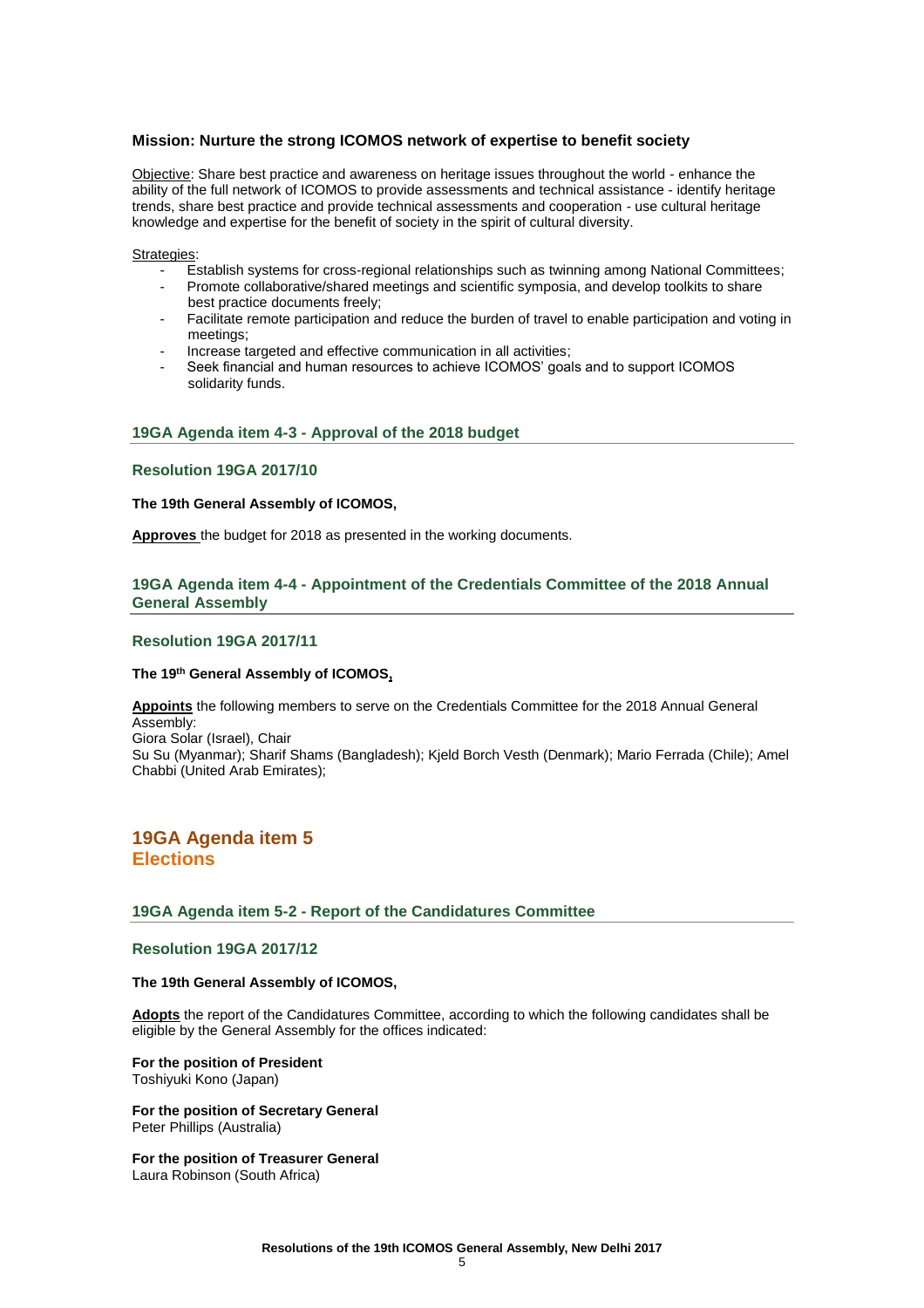### Mission: Nurture the strong ICOMOS network of expertise to benefit society

Objective: Share best practice and awareness on heritage issues throughout the world - enhance the ability of the full network of ICOMOS to provide assessments and technical assistance - identify heritage trends, share best practice and provide technical assessments and cooperation - use cultural heritage knowledge and expertise for the benefit of society in the spirit of cultural diversity.

Strategies:

- Establish systems for cross-regional relationships such as twinning among National Committees;
- Promote collaborative/shared meetings and scientific symposia, and develop toolkits to share best practice documents freely;
- Facilitate remote participation and reduce the burden of travel to enable participation and voting in meetings;
- Increase targeted and effective communication in all activities;
- Seek financial and human resources to achieve ICOMOS' goals and to support ICOMOS solidarity funds.

### 19GA Agenda item 4-3 - Approval of the 2018 budget

#### Resolution 19GA 2017/10

**The 19th General Assembly of ICOMOS,**

**Approves** the budget for 2018 as presented in the working documents.

### 19GA Agenda item 4-4 - Appointment of the Credentials Committee of the 2018 Annual General Assembly

#### Resolution 19GA 2017/11

**The 19th General Assembly of ICOMOS,**

**Appoints** the following members to serve on the Credentials Committee for the 2018 Annual General Assembly:
Giora Solar (Israel), Chair
Su Su (Myanmar); Sharif Shams (Bangladesh); Kjeld Borch Vesth (Denmark); Mario Ferrada (Chile); Amel Chabbi (United Arab Emirates);

## 19GA Agenda item 5
## Elections

### 19GA Agenda item 5-2 - Report of the Candidatures Committee

#### Resolution 19GA 2017/12

**The 19th General Assembly of ICOMOS,**

**Adopts** the report of the Candidatures Committee, according to which the following candidates shall be eligible by the General Assembly for the offices indicated:

**For the position of President**
Toshiyuki Kono (Japan)

**For the position of Secretary General**
Peter Phillips (Australia)

**For the position of Treasurer General**
Laura Robinson (South Africa)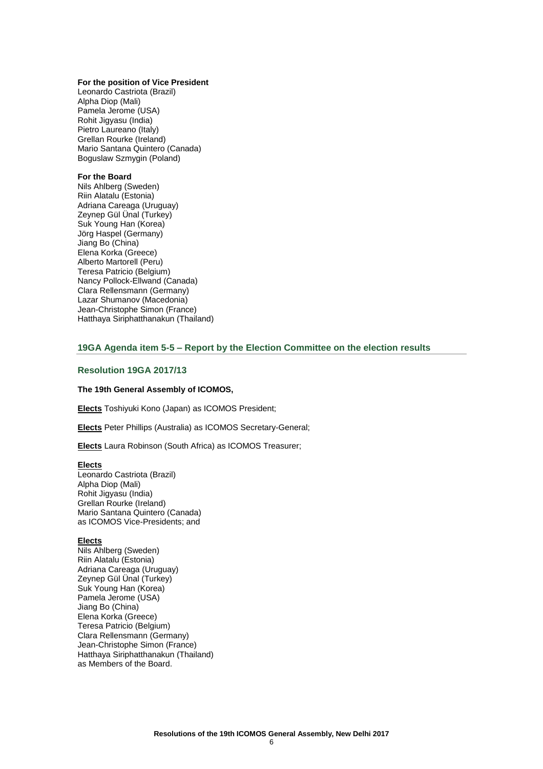**For the position of Vice President**

Leonardo Castriota (Brazil)
Alpha Diop (Mali)
Pamela Jerome (USA)
Rohit Jigyasu (India)
Pietro Laureano (Italy)
Grellan Rourke (Ireland)
Mario Santana Quintero (Canada)
Boguslaw Szmygin (Poland)

**For the Board**

Nils Ahlberg (Sweden)
Riin Alatalu (Estonia)
Adriana Careaga (Uruguay)
Zeynep Gül Ünal (Turkey)
Suk Young Han (Korea)
Jörg Haspel (Germany)
Jiang Bo (China)
Elena Korka (Greece)
Alberto Martorell (Peru)
Teresa Patricio (Belgium)
Nancy Pollock-Ellwand (Canada)
Clara Rellensmann (Germany)
Lazar Shumanov (Macedonia)
Jean-Christophe Simon (France)
Hatthaya Siriphatthanakun (Thailand)

## 19GA Agenda item 5-5 – Report by the Election Committee on the election results

### Resolution 19GA 2017/13

**The 19th General Assembly of ICOMOS,**

**Elects** Toshiyuki Kono (Japan) as ICOMOS President;

**Elects** Peter Phillips (Australia) as ICOMOS Secretary-General;

**Elects** Laura Robinson (South Africa) as ICOMOS Treasurer;

**Elects**
Leonardo Castriota (Brazil)
Alpha Diop (Mali)
Rohit Jigyasu (India)
Grellan Rourke (Ireland)
Mario Santana Quintero (Canada)
as ICOMOS Vice-Presidents; and

**Elects**
Nils Ahlberg (Sweden)
Riin Alatalu (Estonia)
Adriana Careaga (Uruguay)
Zeynep Gül Ünal (Turkey)
Suk Young Han (Korea)
Pamela Jerome (USA)
Jiang Bo (China)
Elena Korka (Greece)
Teresa Patricio (Belgium)
Clara Rellensmann (Germany)
Jean-Christophe Simon (France)
Hatthaya Siriphatthanakun (Thailand)
as Members of the Board.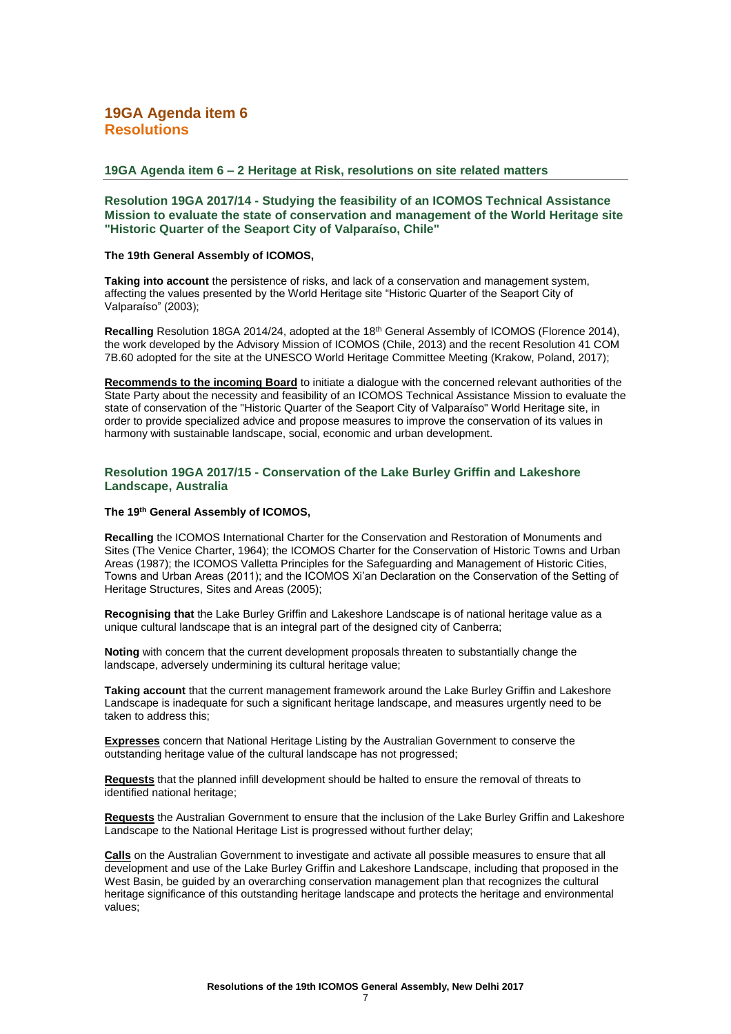# 19GA Agenda item 6
# Resolutions

## 19GA Agenda item 6 – 2 Heritage at Risk, resolutions on site related matters

### Resolution 19GA 2017/14 - Studying the feasibility of an ICOMOS Technical Assistance Mission to evaluate the state of conservation and management of the World Heritage site "Historic Quarter of the Seaport City of Valparaíso, Chile"

**The 19th General Assembly of ICOMOS,**

**Taking into account** the persistence of risks, and lack of a conservation and management system, affecting the values presented by the World Heritage site "Historic Quarter of the Seaport City of Valparaíso" (2003);

**Recalling** Resolution 18GA 2014/24, adopted at the 18th General Assembly of ICOMOS (Florence 2014), the work developed by the Advisory Mission of ICOMOS (Chile, 2013) and the recent Resolution 41 COM 7B.60 adopted for the site at the UNESCO World Heritage Committee Meeting (Krakow, Poland, 2017);

**Recommends to the incoming Board** to initiate a dialogue with the concerned relevant authorities of the State Party about the necessity and feasibility of an ICOMOS Technical Assistance Mission to evaluate the state of conservation of the "Historic Quarter of the Seaport City of Valparaíso" World Heritage site, in order to provide specialized advice and propose measures to improve the conservation of its values in harmony with sustainable landscape, social, economic and urban development.

### Resolution 19GA 2017/15 - Conservation of the Lake Burley Griffin and Lakeshore Landscape, Australia

**The 19th General Assembly of ICOMOS,**

**Recalling** the ICOMOS International Charter for the Conservation and Restoration of Monuments and Sites (The Venice Charter, 1964); the ICOMOS Charter for the Conservation of Historic Towns and Urban Areas (1987); the ICOMOS Valletta Principles for the Safeguarding and Management of Historic Cities, Towns and Urban Areas (2011); and the ICOMOS Xi'an Declaration on the Conservation of the Setting of Heritage Structures, Sites and Areas (2005);

**Recognising that** the Lake Burley Griffin and Lakeshore Landscape is of national heritage value as a unique cultural landscape that is an integral part of the designed city of Canberra;

**Noting** with concern that the current development proposals threaten to substantially change the landscape, adversely undermining its cultural heritage value;

**Taking account** that the current management framework around the Lake Burley Griffin and Lakeshore Landscape is inadequate for such a significant heritage landscape, and measures urgently need to be taken to address this;

**Expresses** concern that National Heritage Listing by the Australian Government to conserve the outstanding heritage value of the cultural landscape has not progressed;

**Requests** that the planned infill development should be halted to ensure the removal of threats to identified national heritage;

**Requests** the Australian Government to ensure that the inclusion of the Lake Burley Griffin and Lakeshore Landscape to the National Heritage List is progressed without further delay;

**Calls** on the Australian Government to investigate and activate all possible measures to ensure that all development and use of the Lake Burley Griffin and Lakeshore Landscape, including that proposed in the West Basin, be guided by an overarching conservation management plan that recognizes the cultural heritage significance of this outstanding heritage landscape and protects the heritage and environmental values;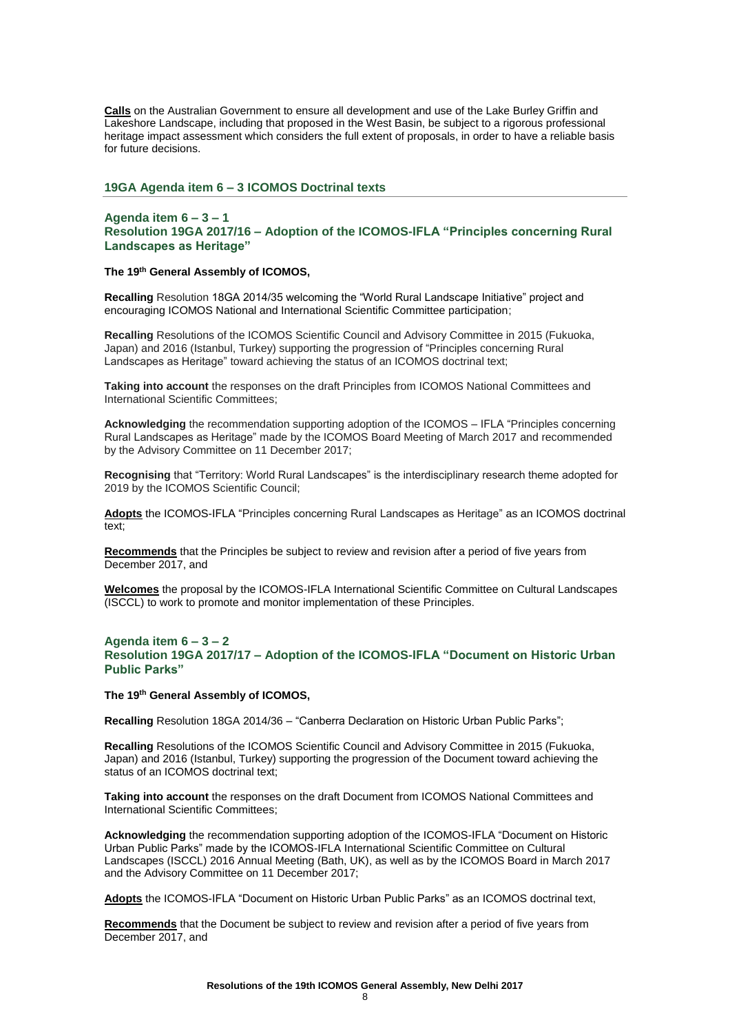**Calls** on the Australian Government to ensure all development and use of the Lake Burley Griffin and Lakeshore Landscape, including that proposed in the West Basin, be subject to a rigorous professional heritage impact assessment which considers the full extent of proposals, in order to have a reliable basis for future decisions.

## 19GA Agenda item 6 – 3 ICOMOS Doctrinal texts

### Agenda item 6 – 3 – 1
### Resolution 19GA 2017/16 – Adoption of the ICOMOS-IFLA "Principles concerning Rural Landscapes as Heritage"

**The 19th General Assembly of ICOMOS,**

**Recalling** Resolution 18GA 2014/35 welcoming the "World Rural Landscape Initiative" project and encouraging ICOMOS National and International Scientific Committee participation;

**Recalling** Resolutions of the ICOMOS Scientific Council and Advisory Committee in 2015 (Fukuoka, Japan) and 2016 (Istanbul, Turkey) supporting the progression of "Principles concerning Rural Landscapes as Heritage" toward achieving the status of an ICOMOS doctrinal text;

**Taking into account** the responses on the draft Principles from ICOMOS National Committees and International Scientific Committees;

**Acknowledging** the recommendation supporting adoption of the ICOMOS – IFLA "Principles concerning Rural Landscapes as Heritage" made by the ICOMOS Board Meeting of March 2017 and recommended by the Advisory Committee on 11 December 2017;

**Recognising** that "Territory: World Rural Landscapes" is the interdisciplinary research theme adopted for 2019 by the ICOMOS Scientific Council;

**Adopts** the ICOMOS-IFLA "Principles concerning Rural Landscapes as Heritage" as an ICOMOS doctrinal text;

**Recommends** that the Principles be subject to review and revision after a period of five years from December 2017, and

**Welcomes** the proposal by the ICOMOS-IFLA International Scientific Committee on Cultural Landscapes (ISCCL) to work to promote and monitor implementation of these Principles.

### Agenda item 6 – 3 – 2
### Resolution 19GA 2017/17 – Adoption of the ICOMOS-IFLA "Document on Historic Urban Public Parks"

**The 19th General Assembly of ICOMOS,**

**Recalling** Resolution 18GA 2014/36 – "Canberra Declaration on Historic Urban Public Parks";

**Recalling** Resolutions of the ICOMOS Scientific Council and Advisory Committee in 2015 (Fukuoka, Japan) and 2016 (Istanbul, Turkey) supporting the progression of the Document toward achieving the status of an ICOMOS doctrinal text;

**Taking into account** the responses on the draft Document from ICOMOS National Committees and International Scientific Committees;

**Acknowledging** the recommendation supporting adoption of the ICOMOS-IFLA "Document on Historic Urban Public Parks" made by the ICOMOS-IFLA International Scientific Committee on Cultural Landscapes (ISCCL) 2016 Annual Meeting (Bath, UK), as well as by the ICOMOS Board in March 2017 and the Advisory Committee on 11 December 2017;

**Adopts** the ICOMOS-IFLA "Document on Historic Urban Public Parks" as an ICOMOS doctrinal text,

**Recommends** that the Document be subject to review and revision after a period of five years from December 2017, and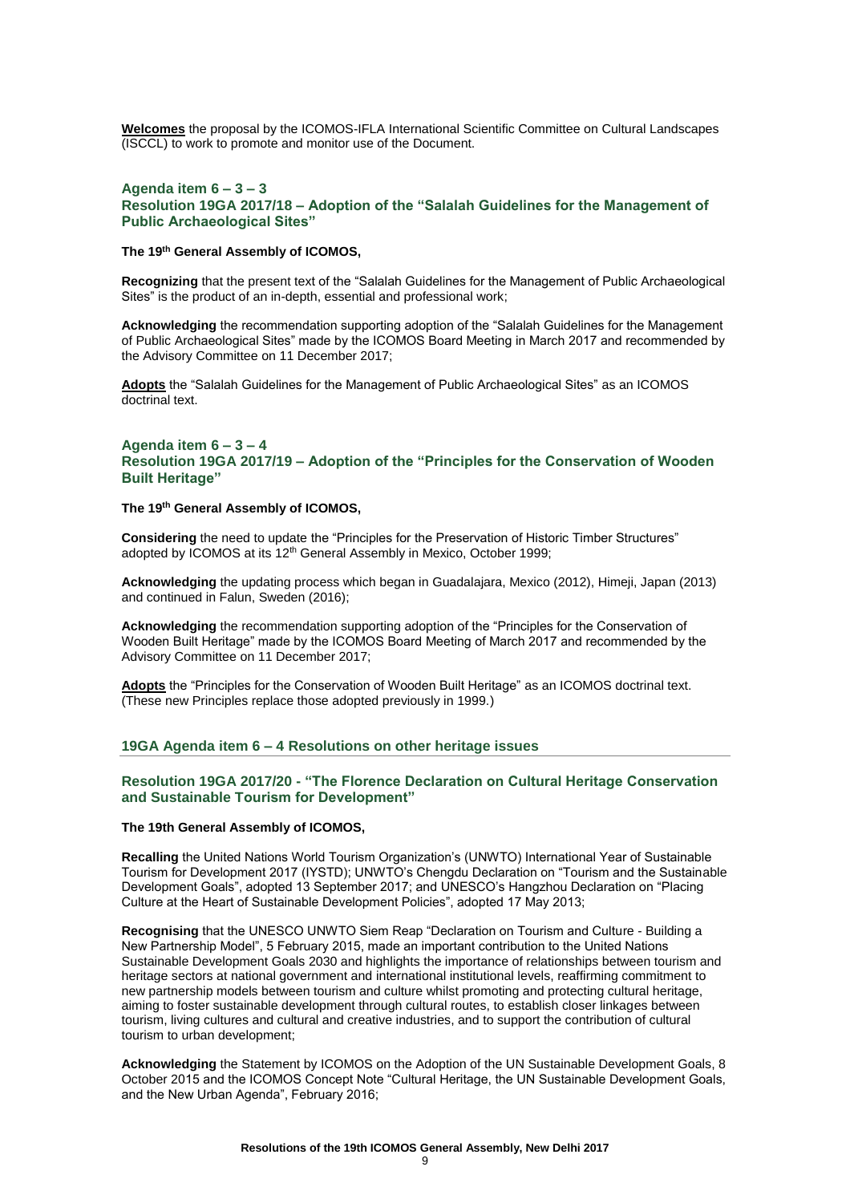**Welcomes** the proposal by the ICOMOS-IFLA International Scientific Committee on Cultural Landscapes (ISCCL) to work to promote and monitor use of the Document.

### Agenda item 6 – 3 – 3
### Resolution 19GA 2017/18 – Adoption of the "Salalah Guidelines for the Management of Public Archaeological Sites"

**The 19th General Assembly of ICOMOS,**

**Recognizing** that the present text of the "Salalah Guidelines for the Management of Public Archaeological Sites" is the product of an in-depth, essential and professional work;

**Acknowledging** the recommendation supporting adoption of the "Salalah Guidelines for the Management of Public Archaeological Sites" made by the ICOMOS Board Meeting in March 2017 and recommended by the Advisory Committee on 11 December 2017;

**Adopts** the "Salalah Guidelines for the Management of Public Archaeological Sites" as an ICOMOS doctrinal text.

### Agenda item 6 – 3 – 4
### Resolution 19GA 2017/19 – Adoption of the "Principles for the Conservation of Wooden Built Heritage"

**The 19th General Assembly of ICOMOS,**

**Considering** the need to update the "Principles for the Preservation of Historic Timber Structures" adopted by ICOMOS at its 12th General Assembly in Mexico, October 1999;

**Acknowledging** the updating process which began in Guadalajara, Mexico (2012), Himeji, Japan (2013) and continued in Falun, Sweden (2016);

**Acknowledging** the recommendation supporting adoption of the "Principles for the Conservation of Wooden Built Heritage" made by the ICOMOS Board Meeting of March 2017 and recommended by the Advisory Committee on 11 December 2017;

**Adopts** the "Principles for the Conservation of Wooden Built Heritage" as an ICOMOS doctrinal text. (These new Principles replace those adopted previously in 1999.)

## 19GA Agenda item 6 – 4 Resolutions on other heritage issues

### Resolution 19GA 2017/20 - "The Florence Declaration on Cultural Heritage Conservation and Sustainable Tourism for Development"

**The 19th General Assembly of ICOMOS,**

**Recalling** the United Nations World Tourism Organization's (UNWTO) International Year of Sustainable Tourism for Development 2017 (IYSTD); UNWTO's Chengdu Declaration on "Tourism and the Sustainable Development Goals", adopted 13 September 2017; and UNESCO's Hangzhou Declaration on "Placing Culture at the Heart of Sustainable Development Policies", adopted 17 May 2013;

**Recognising** that the UNESCO UNWTO Siem Reap "Declaration on Tourism and Culture - Building a New Partnership Model", 5 February 2015, made an important contribution to the United Nations Sustainable Development Goals 2030 and highlights the importance of relationships between tourism and heritage sectors at national government and international institutional levels, reaffirming commitment to new partnership models between tourism and culture whilst promoting and protecting cultural heritage, aiming to foster sustainable development through cultural routes, to establish closer linkages between tourism, living cultures and cultural and creative industries, and to support the contribution of cultural tourism to urban development;

**Acknowledging** the Statement by ICOMOS on the Adoption of the UN Sustainable Development Goals, 8 October 2015 and the ICOMOS Concept Note "Cultural Heritage, the UN Sustainable Development Goals, and the New Urban Agenda", February 2016;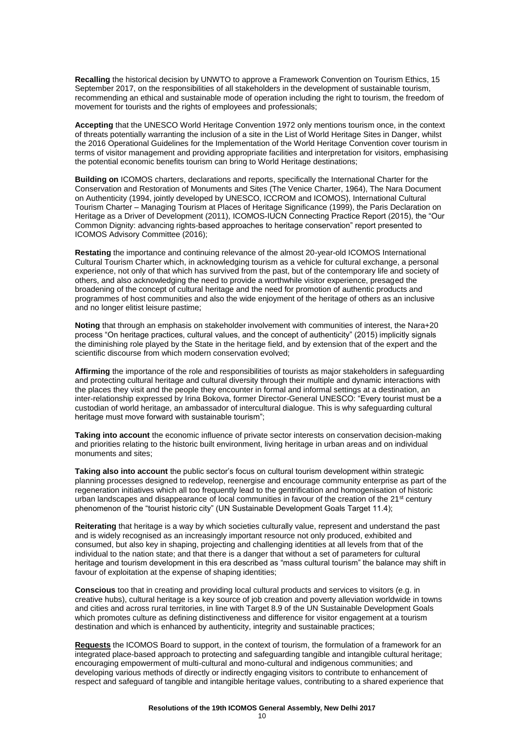**Recalling** the historical decision by UNWTO to approve a Framework Convention on Tourism Ethics, 15 September 2017, on the responsibilities of all stakeholders in the development of sustainable tourism, recommending an ethical and sustainable mode of operation including the right to tourism, the freedom of movement for tourists and the rights of employees and professionals;

**Accepting** that the UNESCO World Heritage Convention 1972 only mentions tourism once, in the context of threats potentially warranting the inclusion of a site in the List of World Heritage Sites in Danger, whilst the 2016 Operational Guidelines for the Implementation of the World Heritage Convention cover tourism in terms of visitor management and providing appropriate facilities and interpretation for visitors, emphasising the potential economic benefits tourism can bring to World Heritage destinations;

**Building on** ICOMOS charters, declarations and reports, specifically the International Charter for the Conservation and Restoration of Monuments and Sites (The Venice Charter, 1964), The Nara Document on Authenticity (1994, jointly developed by UNESCO, ICCROM and ICOMOS), International Cultural Tourism Charter – Managing Tourism at Places of Heritage Significance (1999), the Paris Declaration on Heritage as a Driver of Development (2011), ICOMOS-IUCN Connecting Practice Report (2015), the "Our Common Dignity: advancing rights-based approaches to heritage conservation" report presented to ICOMOS Advisory Committee (2016);

**Restating** the importance and continuing relevance of the almost 20-year-old ICOMOS International Cultural Tourism Charter which, in acknowledging tourism as a vehicle for cultural exchange, a personal experience, not only of that which has survived from the past, but of the contemporary life and society of others, and also acknowledging the need to provide a worthwhile visitor experience, presaged the broadening of the concept of cultural heritage and the need for promotion of authentic products and programmes of host communities and also the wide enjoyment of the heritage of others as an inclusive and no longer elitist leisure pastime;

**Noting** that through an emphasis on stakeholder involvement with communities of interest, the Nara+20 process "On heritage practices, cultural values, and the concept of authenticity" (2015) implicitly signals the diminishing role played by the State in the heritage field, and by extension that of the expert and the scientific discourse from which modern conservation evolved;

**Affirming** the importance of the role and responsibilities of tourists as major stakeholders in safeguarding and protecting cultural heritage and cultural diversity through their multiple and dynamic interactions with the places they visit and the people they encounter in formal and informal settings at a destination, an inter-relationship expressed by Irina Bokova, former Director-General UNESCO: "Every tourist must be a custodian of world heritage, an ambassador of intercultural dialogue. This is why safeguarding cultural heritage must move forward with sustainable tourism";

**Taking into account** the economic influence of private sector interests on conservation decision-making and priorities relating to the historic built environment, living heritage in urban areas and on individual monuments and sites;

**Taking also into account** the public sector's focus on cultural tourism development within strategic planning processes designed to redevelop, reenergise and encourage community enterprise as part of the regeneration initiatives which all too frequently lead to the gentrification and homogenisation of historic urban landscapes and disappearance of local communities in favour of the creation of the 21st century phenomenon of the "tourist historic city" (UN Sustainable Development Goals Target 11.4);

**Reiterating** that heritage is a way by which societies culturally value, represent and understand the past and is widely recognised as an increasingly important resource not only produced, exhibited and consumed, but also key in shaping, projecting and challenging identities at all levels from that of the individual to the nation state; and that there is a danger that without a set of parameters for cultural heritage and tourism development in this era described as "mass cultural tourism" the balance may shift in favour of exploitation at the expense of shaping identities;

**Conscious** too that in creating and providing local cultural products and services to visitors (e.g. in creative hubs), cultural heritage is a key source of job creation and poverty alleviation worldwide in towns and cities and across rural territories, in line with Target 8.9 of the UN Sustainable Development Goals which promotes culture as defining distinctiveness and difference for visitor engagement at a tourism destination and which is enhanced by authenticity, integrity and sustainable practices;

**Requests** the ICOMOS Board to support, in the context of tourism, the formulation of a framework for an integrated place-based approach to protecting and safeguarding tangible and intangible cultural heritage; encouraging empowerment of multi-cultural and mono-cultural and indigenous communities; and developing various methods of directly or indirectly engaging visitors to contribute to enhancement of respect and safeguard of tangible and intangible heritage values, contributing to a shared experience that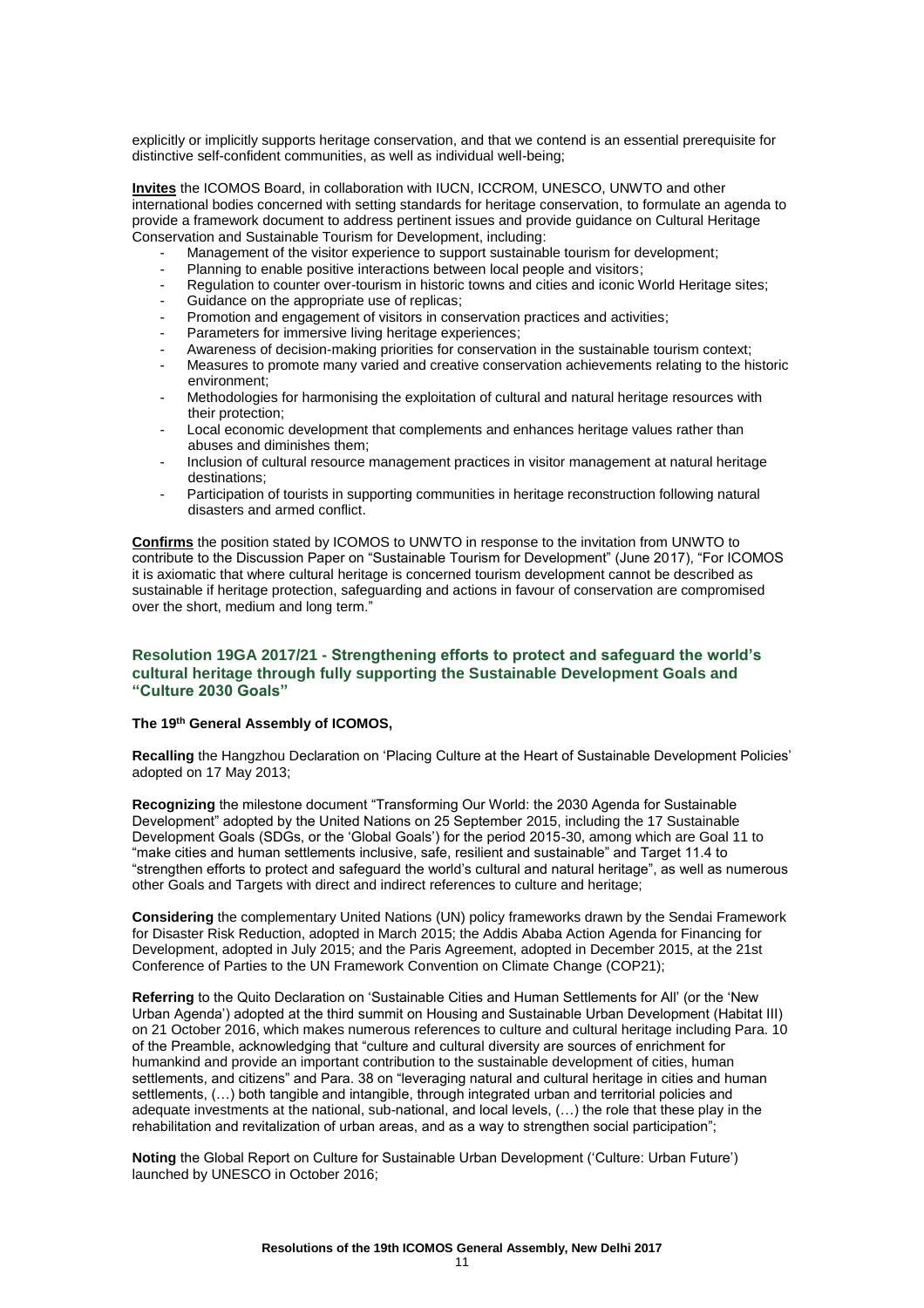explicitly or implicitly supports heritage conservation, and that we contend is an essential prerequisite for distinctive self-confident communities, as well as individual well-being;

**Invites** the ICOMOS Board, in collaboration with IUCN, ICCROM, UNESCO, UNWTO and other international bodies concerned with setting standards for heritage conservation, to formulate an agenda to provide a framework document to address pertinent issues and provide guidance on Cultural Heritage Conservation and Sustainable Tourism for Development, including:

- Management of the visitor experience to support sustainable tourism for development;
- Planning to enable positive interactions between local people and visitors;
- Regulation to counter over-tourism in historic towns and cities and iconic World Heritage sites;
- Guidance on the appropriate use of replicas;
- Promotion and engagement of visitors in conservation practices and activities;
- Parameters for immersive living heritage experiences;
- Awareness of decision-making priorities for conservation in the sustainable tourism context;
- Measures to promote many varied and creative conservation achievements relating to the historic environment;
- Methodologies for harmonising the exploitation of cultural and natural heritage resources with their protection;
- Local economic development that complements and enhances heritage values rather than abuses and diminishes them;
- Inclusion of cultural resource management practices in visitor management at natural heritage destinations;
- Participation of tourists in supporting communities in heritage reconstruction following natural disasters and armed conflict.

**Confirms** the position stated by ICOMOS to UNWTO in response to the invitation from UNWTO to contribute to the Discussion Paper on "Sustainable Tourism for Development" (June 2017), "For ICOMOS it is axiomatic that where cultural heritage is concerned tourism development cannot be described as sustainable if heritage protection, safeguarding and actions in favour of conservation are compromised over the short, medium and long term."

### Resolution 19GA 2017/21 - Strengthening efforts to protect and safeguard the world's cultural heritage through fully supporting the Sustainable Development Goals and "Culture 2030 Goals"

**The 19th General Assembly of ICOMOS,**

**Recalling** the Hangzhou Declaration on 'Placing Culture at the Heart of Sustainable Development Policies' adopted on 17 May 2013;

**Recognizing** the milestone document "Transforming Our World: the 2030 Agenda for Sustainable Development" adopted by the United Nations on 25 September 2015, including the 17 Sustainable Development Goals (SDGs, or the 'Global Goals') for the period 2015-30, among which are Goal 11 to "make cities and human settlements inclusive, safe, resilient and sustainable" and Target 11.4 to "strengthen efforts to protect and safeguard the world's cultural and natural heritage", as well as numerous other Goals and Targets with direct and indirect references to culture and heritage;

**Considering** the complementary United Nations (UN) policy frameworks drawn by the Sendai Framework for Disaster Risk Reduction, adopted in March 2015; the Addis Ababa Action Agenda for Financing for Development, adopted in July 2015; and the Paris Agreement, adopted in December 2015, at the 21st Conference of Parties to the UN Framework Convention on Climate Change (COP21);

**Referring** to the Quito Declaration on 'Sustainable Cities and Human Settlements for All' (or the 'New Urban Agenda') adopted at the third summit on Housing and Sustainable Urban Development (Habitat III) on 21 October 2016, which makes numerous references to culture and cultural heritage including Para. 10 of the Preamble, acknowledging that "culture and cultural diversity are sources of enrichment for humankind and provide an important contribution to the sustainable development of cities, human settlements, and citizens" and Para. 38 on "leveraging natural and cultural heritage in cities and human settlements, (…) both tangible and intangible, through integrated urban and territorial policies and adequate investments at the national, sub-national, and local levels, (…) the role that these play in the rehabilitation and revitalization of urban areas, and as a way to strengthen social participation";

**Noting** the Global Report on Culture for Sustainable Urban Development ('Culture: Urban Future') launched by UNESCO in October 2016;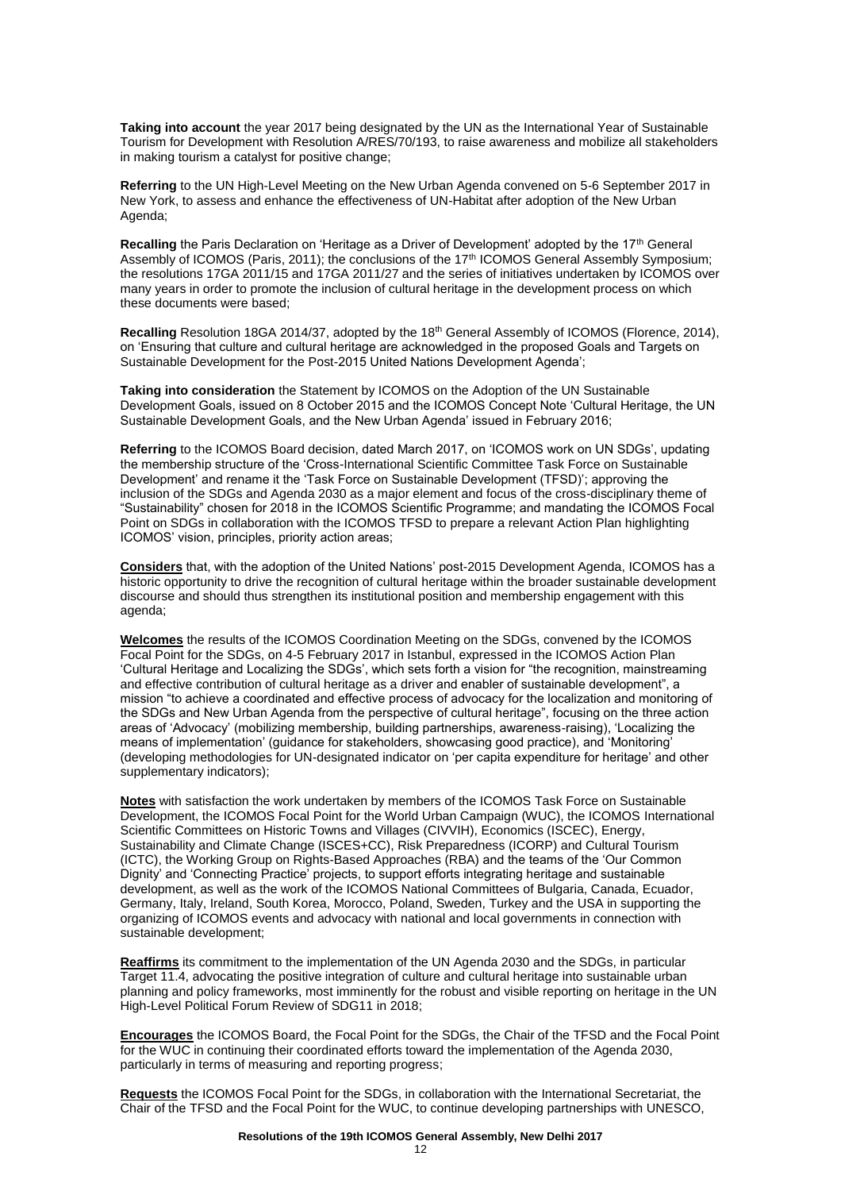**Taking into account** the year 2017 being designated by the UN as the International Year of Sustainable Tourism for Development with Resolution A/RES/70/193, to raise awareness and mobilize all stakeholders in making tourism a catalyst for positive change;

**Referring** to the UN High-Level Meeting on the New Urban Agenda convened on 5-6 September 2017 in New York, to assess and enhance the effectiveness of UN-Habitat after adoption of the New Urban Agenda;

**Recalling** the Paris Declaration on 'Heritage as a Driver of Development' adopted by the 17th General Assembly of ICOMOS (Paris, 2011); the conclusions of the 17th ICOMOS General Assembly Symposium; the resolutions 17GA 2011/15 and 17GA 2011/27 and the series of initiatives undertaken by ICOMOS over many years in order to promote the inclusion of cultural heritage in the development process on which these documents were based;

**Recalling** Resolution 18GA 2014/37, adopted by the 18th General Assembly of ICOMOS (Florence, 2014), on 'Ensuring that culture and cultural heritage are acknowledged in the proposed Goals and Targets on Sustainable Development for the Post-2015 United Nations Development Agenda';

**Taking into consideration** the Statement by ICOMOS on the Adoption of the UN Sustainable Development Goals, issued on 8 October 2015 and the ICOMOS Concept Note 'Cultural Heritage, the UN Sustainable Development Goals, and the New Urban Agenda' issued in February 2016;

**Referring** to the ICOMOS Board decision, dated March 2017, on 'ICOMOS work on UN SDGs', updating the membership structure of the 'Cross-International Scientific Committee Task Force on Sustainable Development' and rename it the 'Task Force on Sustainable Development (TFSD)'; approving the inclusion of the SDGs and Agenda 2030 as a major element and focus of the cross-disciplinary theme of "Sustainability" chosen for 2018 in the ICOMOS Scientific Programme; and mandating the ICOMOS Focal Point on SDGs in collaboration with the ICOMOS TFSD to prepare a relevant Action Plan highlighting ICOMOS' vision, principles, priority action areas;

**Considers** that, with the adoption of the United Nations' post-2015 Development Agenda, ICOMOS has a historic opportunity to drive the recognition of cultural heritage within the broader sustainable development discourse and should thus strengthen its institutional position and membership engagement with this agenda;

**Welcomes** the results of the ICOMOS Coordination Meeting on the SDGs, convened by the ICOMOS Focal Point for the SDGs, on 4-5 February 2017 in Istanbul, expressed in the ICOMOS Action Plan 'Cultural Heritage and Localizing the SDGs', which sets forth a vision for "the recognition, mainstreaming and effective contribution of cultural heritage as a driver and enabler of sustainable development", a mission "to achieve a coordinated and effective process of advocacy for the localization and monitoring of the SDGs and New Urban Agenda from the perspective of cultural heritage", focusing on the three action areas of 'Advocacy' (mobilizing membership, building partnerships, awareness-raising), 'Localizing the means of implementation' (guidance for stakeholders, showcasing good practice), and 'Monitoring' (developing methodologies for UN-designated indicator on 'per capita expenditure for heritage' and other supplementary indicators);

**Notes** with satisfaction the work undertaken by members of the ICOMOS Task Force on Sustainable Development, the ICOMOS Focal Point for the World Urban Campaign (WUC), the ICOMOS International Scientific Committees on Historic Towns and Villages (CIVVIH), Economics (ISCEC), Energy, Sustainability and Climate Change (ISCES+CC), Risk Preparedness (ICORP) and Cultural Tourism (ICTC), the Working Group on Rights-Based Approaches (RBA) and the teams of the 'Our Common Dignity' and 'Connecting Practice' projects, to support efforts integrating heritage and sustainable development, as well as the work of the ICOMOS National Committees of Bulgaria, Canada, Ecuador, Germany, Italy, Ireland, South Korea, Morocco, Poland, Sweden, Turkey and the USA in supporting the organizing of ICOMOS events and advocacy with national and local governments in connection with sustainable development;

**Reaffirms** its commitment to the implementation of the UN Agenda 2030 and the SDGs, in particular Target 11.4, advocating the positive integration of culture and cultural heritage into sustainable urban planning and policy frameworks, most imminently for the robust and visible reporting on heritage in the UN High-Level Political Forum Review of SDG11 in 2018;

**Encourages** the ICOMOS Board, the Focal Point for the SDGs, the Chair of the TFSD and the Focal Point for the WUC in continuing their coordinated efforts toward the implementation of the Agenda 2030, particularly in terms of measuring and reporting progress;

**Requests** the ICOMOS Focal Point for the SDGs, in collaboration with the International Secretariat, the Chair of the TFSD and the Focal Point for the WUC, to continue developing partnerships with UNESCO,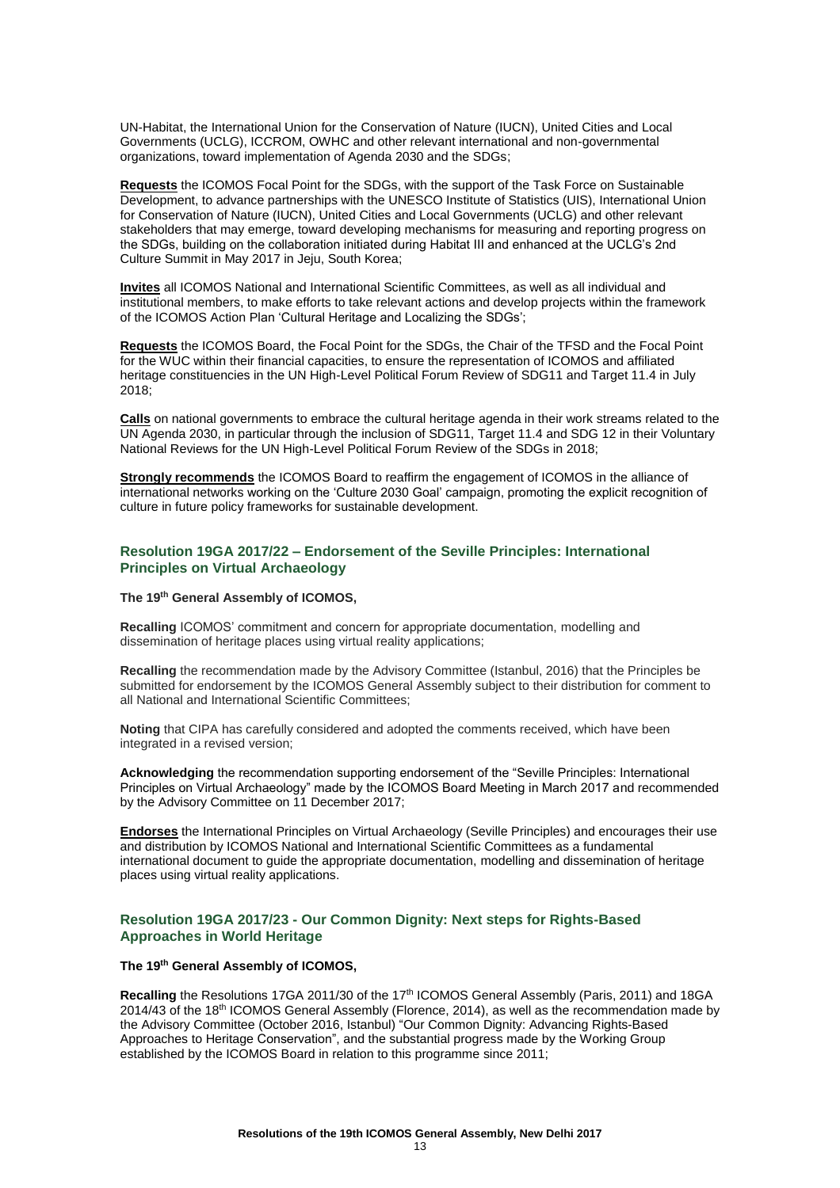UN-Habitat, the International Union for the Conservation of Nature (IUCN), United Cities and Local Governments (UCLG), ICCROM, OWHC and other relevant international and non-governmental organizations, toward implementation of Agenda 2030 and the SDGs;

**Requests** the ICOMOS Focal Point for the SDGs, with the support of the Task Force on Sustainable Development, to advance partnerships with the UNESCO Institute of Statistics (UIS), International Union for Conservation of Nature (IUCN), United Cities and Local Governments (UCLG) and other relevant stakeholders that may emerge, toward developing mechanisms for measuring and reporting progress on the SDGs, building on the collaboration initiated during Habitat III and enhanced at the UCLG's 2nd Culture Summit in May 2017 in Jeju, South Korea;

**Invites** all ICOMOS National and International Scientific Committees, as well as all individual and institutional members, to make efforts to take relevant actions and develop projects within the framework of the ICOMOS Action Plan 'Cultural Heritage and Localizing the SDGs';

**Requests** the ICOMOS Board, the Focal Point for the SDGs, the Chair of the TFSD and the Focal Point for the WUC within their financial capacities, to ensure the representation of ICOMOS and affiliated heritage constituencies in the UN High-Level Political Forum Review of SDG11 and Target 11.4 in July 2018;

**Calls** on national governments to embrace the cultural heritage agenda in their work streams related to the UN Agenda 2030, in particular through the inclusion of SDG11, Target 11.4 and SDG 12 in their Voluntary National Reviews for the UN High-Level Political Forum Review of the SDGs in 2018;

**Strongly recommends** the ICOMOS Board to reaffirm the engagement of ICOMOS in the alliance of international networks working on the 'Culture 2030 Goal' campaign, promoting the explicit recognition of culture in future policy frameworks for sustainable development.

### Resolution 19GA 2017/22 – Endorsement of the Seville Principles: International Principles on Virtual Archaeology

**The 19th General Assembly of ICOMOS,**

**Recalling** ICOMOS' commitment and concern for appropriate documentation, modelling and dissemination of heritage places using virtual reality applications;

**Recalling** the recommendation made by the Advisory Committee (Istanbul, 2016) that the Principles be submitted for endorsement by the ICOMOS General Assembly subject to their distribution for comment to all National and International Scientific Committees;

**Noting** that CIPA has carefully considered and adopted the comments received, which have been integrated in a revised version;

**Acknowledging** the recommendation supporting endorsement of the "Seville Principles: International Principles on Virtual Archaeology" made by the ICOMOS Board Meeting in March 2017 and recommended by the Advisory Committee on 11 December 2017;

**Endorses** the International Principles on Virtual Archaeology (Seville Principles) and encourages their use and distribution by ICOMOS National and International Scientific Committees as a fundamental international document to guide the appropriate documentation, modelling and dissemination of heritage places using virtual reality applications.

### Resolution 19GA 2017/23 - Our Common Dignity: Next steps for Rights-Based Approaches in World Heritage

**The 19th General Assembly of ICOMOS,**

**Recalling** the Resolutions 17GA 2011/30 of the 17th ICOMOS General Assembly (Paris, 2011) and 18GA 2014/43 of the 18th ICOMOS General Assembly (Florence, 2014), as well as the recommendation made by the Advisory Committee (October 2016, Istanbul) "Our Common Dignity: Advancing Rights-Based Approaches to Heritage Conservation", and the substantial progress made by the Working Group established by the ICOMOS Board in relation to this programme since 2011;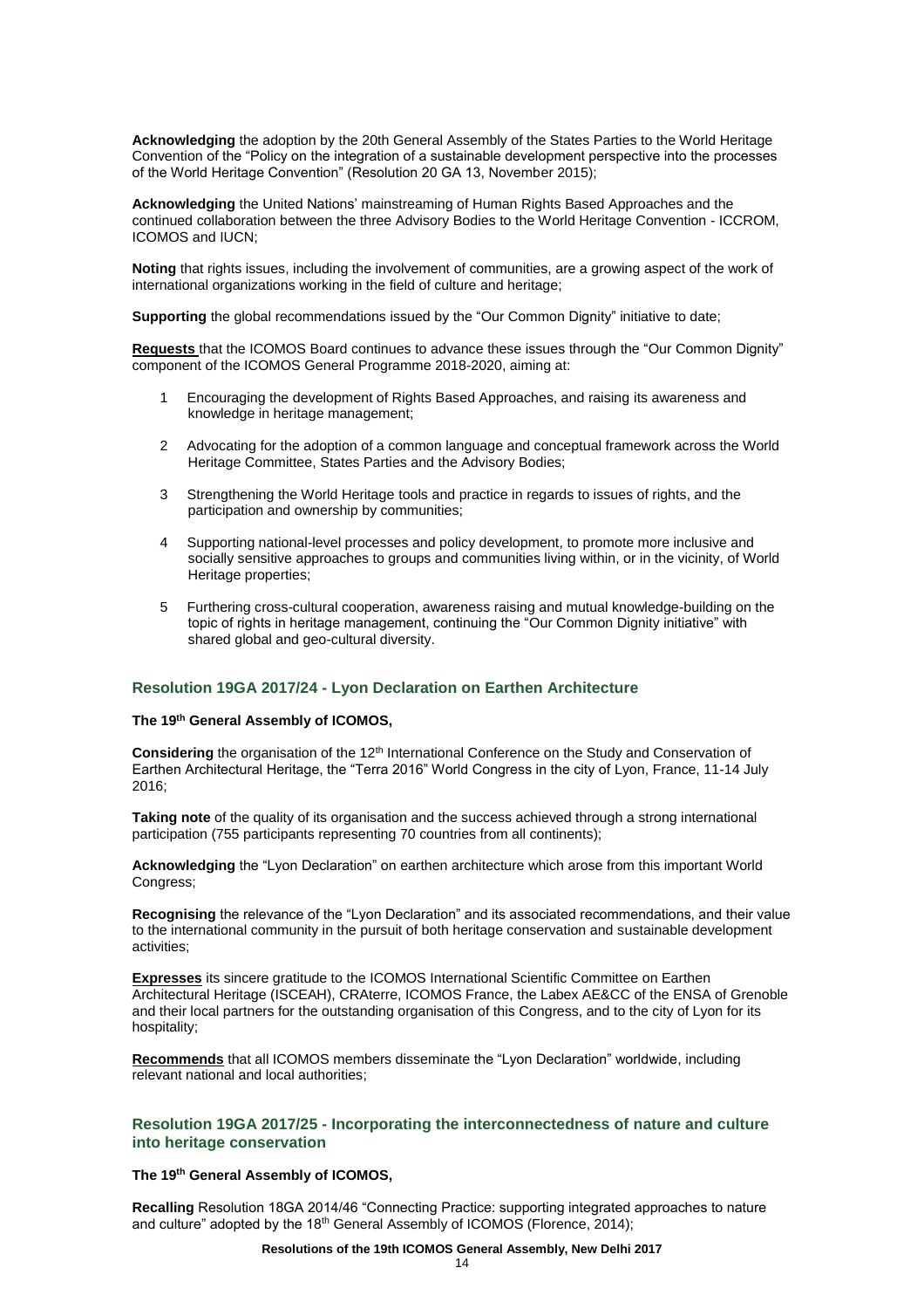**Acknowledging** the adoption by the 20th General Assembly of the States Parties to the World Heritage Convention of the "Policy on the integration of a sustainable development perspective into the processes of the World Heritage Convention" (Resolution 20 GA 13, November 2015);

**Acknowledging** the United Nations' mainstreaming of Human Rights Based Approaches and the continued collaboration between the three Advisory Bodies to the World Heritage Convention - ICCROM, ICOMOS and IUCN;

**Noting** that rights issues, including the involvement of communities, are a growing aspect of the work of international organizations working in the field of culture and heritage;

**Supporting** the global recommendations issued by the "Our Common Dignity" initiative to date;

**Requests** that the ICOMOS Board continues to advance these issues through the "Our Common Dignity" component of the ICOMOS General Programme 2018-2020, aiming at:

1. Encouraging the development of Rights Based Approaches, and raising its awareness and knowledge in heritage management;
2. Advocating for the adoption of a common language and conceptual framework across the World Heritage Committee, States Parties and the Advisory Bodies;
3. Strengthening the World Heritage tools and practice in regards to issues of rights, and the participation and ownership by communities;
4. Supporting national-level processes and policy development, to promote more inclusive and socially sensitive approaches to groups and communities living within, or in the vicinity, of World Heritage properties;
5. Furthering cross-cultural cooperation, awareness raising and mutual knowledge-building on the topic of rights in heritage management, continuing the "Our Common Dignity initiative" with shared global and geo-cultural diversity.

## Resolution 19GA 2017/24 - Lyon Declaration on Earthen Architecture

**The 19th General Assembly of ICOMOS,**

**Considering** the organisation of the 12th International Conference on the Study and Conservation of Earthen Architectural Heritage, the "Terra 2016" World Congress in the city of Lyon, France, 11-14 July 2016;

**Taking note** of the quality of its organisation and the success achieved through a strong international participation (755 participants representing 70 countries from all continents);

**Acknowledging** the "Lyon Declaration" on earthen architecture which arose from this important World Congress;

**Recognising** the relevance of the "Lyon Declaration" and its associated recommendations, and their value to the international community in the pursuit of both heritage conservation and sustainable development activities;

**Expresses** its sincere gratitude to the ICOMOS International Scientific Committee on Earthen Architectural Heritage (ISCEAH), CRAterre, ICOMOS France, the Labex AE&CC of the ENSA of Grenoble and their local partners for the outstanding organisation of this Congress, and to the city of Lyon for its hospitality;

**Recommends** that all ICOMOS members disseminate the "Lyon Declaration" worldwide, including relevant national and local authorities;

## Resolution 19GA 2017/25 - Incorporating the interconnectedness of nature and culture into heritage conservation

**The 19th General Assembly of ICOMOS,**

**Recalling** Resolution 18GA 2014/46 "Connecting Practice: supporting integrated approaches to nature and culture" adopted by the 18th General Assembly of ICOMOS (Florence, 2014);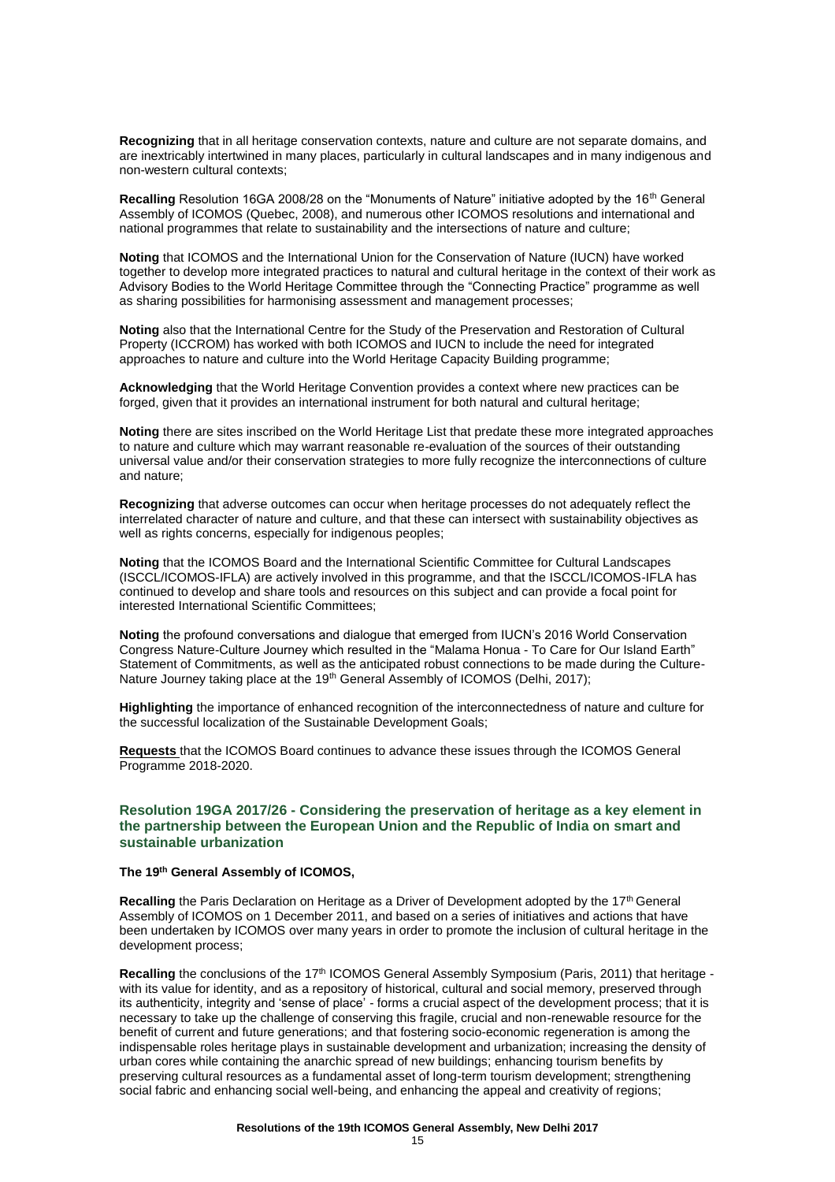**Recognizing** that in all heritage conservation contexts, nature and culture are not separate domains, and are inextricably intertwined in many places, particularly in cultural landscapes and in many indigenous and non-western cultural contexts;

**Recalling** Resolution 16GA 2008/28 on the "Monuments of Nature" initiative adopted by the 16th General Assembly of ICOMOS (Quebec, 2008), and numerous other ICOMOS resolutions and international and national programmes that relate to sustainability and the intersections of nature and culture;

**Noting** that ICOMOS and the International Union for the Conservation of Nature (IUCN) have worked together to develop more integrated practices to natural and cultural heritage in the context of their work as Advisory Bodies to the World Heritage Committee through the "Connecting Practice" programme as well as sharing possibilities for harmonising assessment and management processes;

**Noting** also that the International Centre for the Study of the Preservation and Restoration of Cultural Property (ICCROM) has worked with both ICOMOS and IUCN to include the need for integrated approaches to nature and culture into the World Heritage Capacity Building programme;

**Acknowledging** that the World Heritage Convention provides a context where new practices can be forged, given that it provides an international instrument for both natural and cultural heritage;

**Noting** there are sites inscribed on the World Heritage List that predate these more integrated approaches to nature and culture which may warrant reasonable re-evaluation of the sources of their outstanding universal value and/or their conservation strategies to more fully recognize the interconnections of culture and nature;

**Recognizing** that adverse outcomes can occur when heritage processes do not adequately reflect the interrelated character of nature and culture, and that these can intersect with sustainability objectives as well as rights concerns, especially for indigenous peoples;

**Noting** that the ICOMOS Board and the International Scientific Committee for Cultural Landscapes (ISCCL/ICOMOS-IFLA) are actively involved in this programme, and that the ISCCL/ICOMOS-IFLA has continued to develop and share tools and resources on this subject and can provide a focal point for interested International Scientific Committees;

**Noting** the profound conversations and dialogue that emerged from IUCN's 2016 World Conservation Congress Nature-Culture Journey which resulted in the "Malama Honua - To Care for Our Island Earth" Statement of Commitments, as well as the anticipated robust connections to be made during the Culture-Nature Journey taking place at the 19th General Assembly of ICOMOS (Delhi, 2017);

**Highlighting** the importance of enhanced recognition of the interconnectedness of nature and culture for the successful localization of the Sustainable Development Goals;

**Requests** that the ICOMOS Board continues to advance these issues through the ICOMOS General Programme 2018-2020.

### Resolution 19GA 2017/26 - Considering the preservation of heritage as a key element in the partnership between the European Union and the Republic of India on smart and sustainable urbanization

**The 19th General Assembly of ICOMOS,**

**Recalling** the Paris Declaration on Heritage as a Driver of Development adopted by the 17th General Assembly of ICOMOS on 1 December 2011, and based on a series of initiatives and actions that have been undertaken by ICOMOS over many years in order to promote the inclusion of cultural heritage in the development process;

**Recalling** the conclusions of the 17th ICOMOS General Assembly Symposium (Paris, 2011) that heritage - with its value for identity, and as a repository of historical, cultural and social memory, preserved through its authenticity, integrity and 'sense of place' - forms a crucial aspect of the development process; that it is necessary to take up the challenge of conserving this fragile, crucial and non-renewable resource for the benefit of current and future generations; and that fostering socio-economic regeneration is among the indispensable roles heritage plays in sustainable development and urbanization; increasing the density of urban cores while containing the anarchic spread of new buildings; enhancing tourism benefits by preserving cultural resources as a fundamental asset of long-term tourism development; strengthening social fabric and enhancing social well-being, and enhancing the appeal and creativity of regions;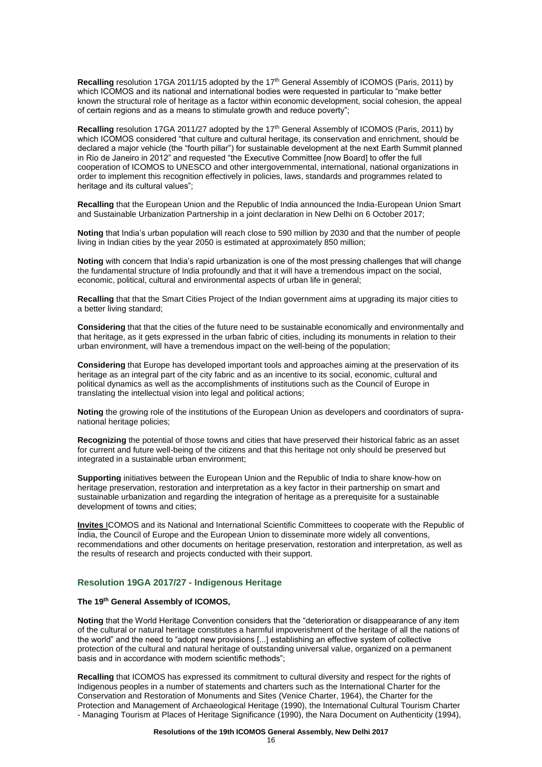**Recalling** resolution 17GA 2011/15 adopted by the 17th General Assembly of ICOMOS (Paris, 2011) by which ICOMOS and its national and international bodies were requested in particular to "make better known the structural role of heritage as a factor within economic development, social cohesion, the appeal of certain regions and as a means to stimulate growth and reduce poverty";

**Recalling** resolution 17GA 2011/27 adopted by the 17th General Assembly of ICOMOS (Paris, 2011) by which ICOMOS considered "that culture and cultural heritage, its conservation and enrichment, should be declared a major vehicle (the "fourth pillar") for sustainable development at the next Earth Summit planned in Rio de Janeiro in 2012" and requested "the Executive Committee [now Board] to offer the full cooperation of ICOMOS to UNESCO and other intergovernmental, international, national organizations in order to implement this recognition effectively in policies, laws, standards and programmes related to heritage and its cultural values";

**Recalling** that the European Union and the Republic of India announced the India-European Union Smart and Sustainable Urbanization Partnership in a joint declaration in New Delhi on 6 October 2017;

**Noting** that India's urban population will reach close to 590 million by 2030 and that the number of people living in Indian cities by the year 2050 is estimated at approximately 850 million;

**Noting** with concern that India's rapid urbanization is one of the most pressing challenges that will change the fundamental structure of India profoundly and that it will have a tremendous impact on the social, economic, political, cultural and environmental aspects of urban life in general;

**Recalling** that that the Smart Cities Project of the Indian government aims at upgrading its major cities to a better living standard;

**Considering** that that the cities of the future need to be sustainable economically and environmentally and that heritage, as it gets expressed in the urban fabric of cities, including its monuments in relation to their urban environment, will have a tremendous impact on the well-being of the population;

**Considering** that Europe has developed important tools and approaches aiming at the preservation of its heritage as an integral part of the city fabric and as an incentive to its social, economic, cultural and political dynamics as well as the accomplishments of institutions such as the Council of Europe in translating the intellectual vision into legal and political actions;

**Noting** the growing role of the institutions of the European Union as developers and coordinators of supra-national heritage policies;

**Recognizing** the potential of those towns and cities that have preserved their historical fabric as an asset for current and future well-being of the citizens and that this heritage not only should be preserved but integrated in a sustainable urban environment;

**Supporting** initiatives between the European Union and the Republic of India to share know-how on heritage preservation, restoration and interpretation as a key factor in their partnership on smart and sustainable urbanization and regarding the integration of heritage as a prerequisite for a sustainable development of towns and cities;

**Invites** ICOMOS and its National and International Scientific Committees to cooperate with the Republic of India, the Council of Europe and the European Union to disseminate more widely all conventions, recommendations and other documents on heritage preservation, restoration and interpretation, as well as the results of research and projects conducted with their support.

### Resolution 19GA 2017/27 - Indigenous Heritage

**The 19th General Assembly of ICOMOS,**

**Noting** that the World Heritage Convention considers that the "deterioration or disappearance of any item of the cultural or natural heritage constitutes a harmful impoverishment of the heritage of all the nations of the world" and the need to "adopt new provisions [...] establishing an effective system of collective protection of the cultural and natural heritage of outstanding universal value, organized on a permanent basis and in accordance with modern scientific methods";

**Recalling** that ICOMOS has expressed its commitment to cultural diversity and respect for the rights of Indigenous peoples in a number of statements and charters such as the International Charter for the Conservation and Restoration of Monuments and Sites (Venice Charter, 1964), the Charter for the Protection and Management of Archaeological Heritage (1990), the International Cultural Tourism Charter - Managing Tourism at Places of Heritage Significance (1990), the Nara Document on Authenticity (1994),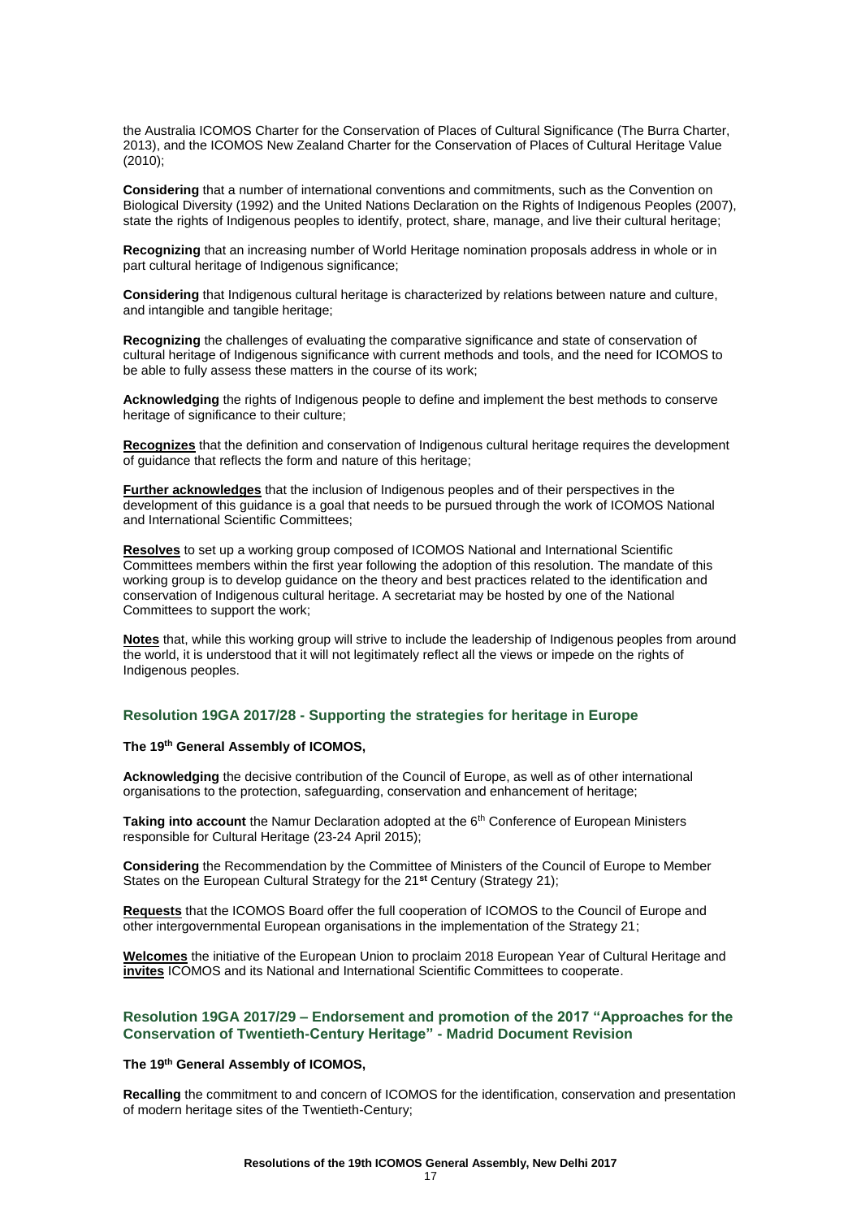the Australia ICOMOS Charter for the Conservation of Places of Cultural Significance (The Burra Charter, 2013), and the ICOMOS New Zealand Charter for the Conservation of Places of Cultural Heritage Value (2010);

**Considering** that a number of international conventions and commitments, such as the Convention on Biological Diversity (1992) and the United Nations Declaration on the Rights of Indigenous Peoples (2007), state the rights of Indigenous peoples to identify, protect, share, manage, and live their cultural heritage;

**Recognizing** that an increasing number of World Heritage nomination proposals address in whole or in part cultural heritage of Indigenous significance;

**Considering** that Indigenous cultural heritage is characterized by relations between nature and culture, and intangible and tangible heritage;

**Recognizing** the challenges of evaluating the comparative significance and state of conservation of cultural heritage of Indigenous significance with current methods and tools, and the need for ICOMOS to be able to fully assess these matters in the course of its work;

**Acknowledging** the rights of Indigenous people to define and implement the best methods to conserve heritage of significance to their culture;

**Recognizes** that the definition and conservation of Indigenous cultural heritage requires the development of guidance that reflects the form and nature of this heritage;

**Further acknowledges** that the inclusion of Indigenous peoples and of their perspectives in the development of this guidance is a goal that needs to be pursued through the work of ICOMOS National and International Scientific Committees;

**Resolves** to set up a working group composed of ICOMOS National and International Scientific Committees members within the first year following the adoption of this resolution. The mandate of this working group is to develop guidance on the theory and best practices related to the identification and conservation of Indigenous cultural heritage. A secretariat may be hosted by one of the National Committees to support the work;

**Notes** that, while this working group will strive to include the leadership of Indigenous peoples from around the world, it is understood that it will not legitimately reflect all the views or impede on the rights of Indigenous peoples.

### Resolution 19GA 2017/28 - Supporting the strategies for heritage in Europe

**The 19th General Assembly of ICOMOS,**

**Acknowledging** the decisive contribution of the Council of Europe, as well as of other international organisations to the protection, safeguarding, conservation and enhancement of heritage;

**Taking into account** the Namur Declaration adopted at the 6th Conference of European Ministers responsible for Cultural Heritage (23-24 April 2015);

**Considering** the Recommendation by the Committee of Ministers of the Council of Europe to Member States on the European Cultural Strategy for the 21st Century (Strategy 21);

**Requests** that the ICOMOS Board offer the full cooperation of ICOMOS to the Council of Europe and other intergovernmental European organisations in the implementation of the Strategy 21;

**Welcomes** the initiative of the European Union to proclaim 2018 European Year of Cultural Heritage and **invites** ICOMOS and its National and International Scientific Committees to cooperate.

### Resolution 19GA 2017/29 – Endorsement and promotion of the 2017 "Approaches for the Conservation of Twentieth-Century Heritage" - Madrid Document Revision

**The 19th General Assembly of ICOMOS,**

**Recalling** the commitment to and concern of ICOMOS for the identification, conservation and presentation of modern heritage sites of the Twentieth-Century;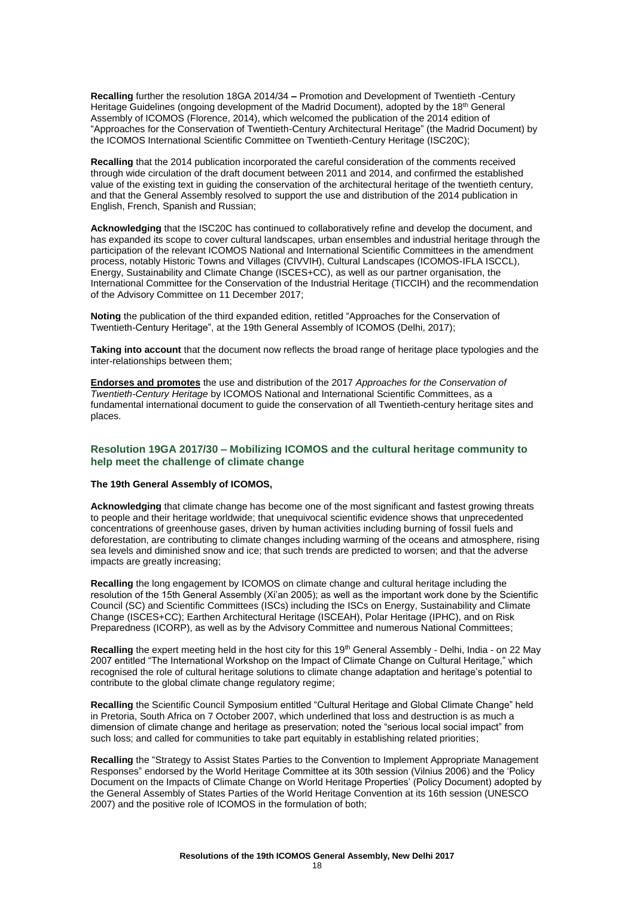**Recalling** further the resolution 18GA 2014/34 **–** Promotion and Development of Twentieth -Century Heritage Guidelines (ongoing development of the Madrid Document), adopted by the 18th General Assembly of ICOMOS (Florence, 2014), which welcomed the publication of the 2014 edition of "Approaches for the Conservation of Twentieth-Century Architectural Heritage" (the Madrid Document) by the ICOMOS International Scientific Committee on Twentieth-Century Heritage (ISC20C);

**Recalling** that the 2014 publication incorporated the careful consideration of the comments received through wide circulation of the draft document between 2011 and 2014, and confirmed the established value of the existing text in guiding the conservation of the architectural heritage of the twentieth century, and that the General Assembly resolved to support the use and distribution of the 2014 publication in English, French, Spanish and Russian;

**Acknowledging** that the ISC20C has continued to collaboratively refine and develop the document, and has expanded its scope to cover cultural landscapes, urban ensembles and industrial heritage through the participation of the relevant ICOMOS National and International Scientific Committees in the amendment process, notably Historic Towns and Villages (CIVVIH), Cultural Landscapes (ICOMOS-IFLA ISCCL), Energy, Sustainability and Climate Change (ISCES+CC), as well as our partner organisation, the International Committee for the Conservation of the Industrial Heritage (TICCIH) and the recommendation of the Advisory Committee on 11 December 2017;

**Noting** the publication of the third expanded edition, retitled "Approaches for the Conservation of Twentieth-Century Heritage", at the 19th General Assembly of ICOMOS (Delhi, 2017);

**Taking into account** that the document now reflects the broad range of heritage place typologies and the inter-relationships between them;

**Endorses and promotes** the use and distribution of the 2017 *Approaches for the Conservation of Twentieth-Century Heritage* by ICOMOS National and International Scientific Committees, as a fundamental international document to guide the conservation of all Twentieth-century heritage sites and places.

### Resolution 19GA 2017/30 – Mobilizing ICOMOS and the cultural heritage community to help meet the challenge of climate change

**The 19th General Assembly of ICOMOS,**

**Acknowledging** that climate change has become one of the most significant and fastest growing threats to people and their heritage worldwide; that unequivocal scientific evidence shows that unprecedented concentrations of greenhouse gases, driven by human activities including burning of fossil fuels and deforestation, are contributing to climate changes including warming of the oceans and atmosphere, rising sea levels and diminished snow and ice; that such trends are predicted to worsen; and that the adverse impacts are greatly increasing;

**Recalling** the long engagement by ICOMOS on climate change and cultural heritage including the resolution of the 15th General Assembly (Xi'an 2005); as well as the important work done by the Scientific Council (SC) and Scientific Committees (ISCs) including the ISCs on Energy, Sustainability and Climate Change (ISCES+CC); Earthen Architectural Heritage (ISCEAH), Polar Heritage (IPHC), and on Risk Preparedness (ICORP), as well as by the Advisory Committee and numerous National Committees;

**Recalling** the expert meeting held in the host city for this 19th General Assembly - Delhi, India - on 22 May 2007 entitled "The International Workshop on the Impact of Climate Change on Cultural Heritage," which recognised the role of cultural heritage solutions to climate change adaptation and heritage's potential to contribute to the global climate change regulatory regime;

**Recalling** the Scientific Council Symposium entitled "Cultural Heritage and Global Climate Change" held in Pretoria, South Africa on 7 October 2007, which underlined that loss and destruction is as much a dimension of climate change and heritage as preservation; noted the "serious local social impact" from such loss; and called for communities to take part equitably in establishing related priorities;

**Recalling** the "Strategy to Assist States Parties to the Convention to Implement Appropriate Management Responses" endorsed by the World Heritage Committee at its 30th session (Vilnius 2006) and the 'Policy Document on the Impacts of Climate Change on World Heritage Properties' (Policy Document) adopted by the General Assembly of States Parties of the World Heritage Convention at its 16th session (UNESCO 2007) and the positive role of ICOMOS in the formulation of both;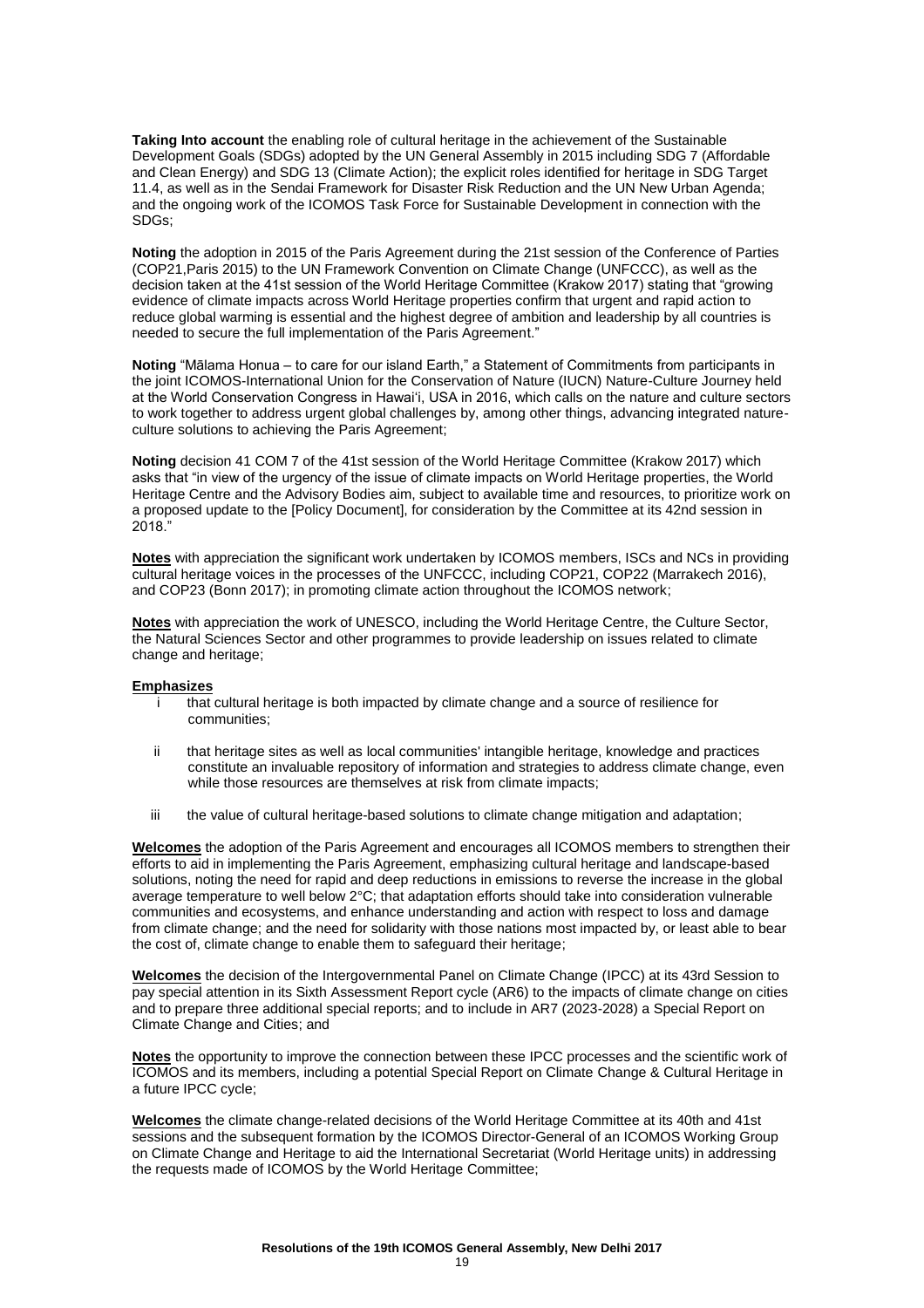**Taking Into account** the enabling role of cultural heritage in the achievement of the Sustainable Development Goals (SDGs) adopted by the UN General Assembly in 2015 including SDG 7 (Affordable and Clean Energy) and SDG 13 (Climate Action); the explicit roles identified for heritage in SDG Target 11.4, as well as in the Sendai Framework for Disaster Risk Reduction and the UN New Urban Agenda; and the ongoing work of the ICOMOS Task Force for Sustainable Development in connection with the SDGs;

**Noting** the adoption in 2015 of the Paris Agreement during the 21st session of the Conference of Parties (COP21,Paris 2015) to the UN Framework Convention on Climate Change (UNFCCC), as well as the decision taken at the 41st session of the World Heritage Committee (Krakow 2017) stating that "growing evidence of climate impacts across World Heritage properties confirm that urgent and rapid action to reduce global warming is essential and the highest degree of ambition and leadership by all countries is needed to secure the full implementation of the Paris Agreement."

**Noting** "Mālama Honua – to care for our island Earth," a Statement of Commitments from participants in the joint ICOMOS-International Union for the Conservation of Nature (IUCN) Nature-Culture Journey held at the World Conservation Congress in Hawai'i, USA in 2016, which calls on the nature and culture sectors to work together to address urgent global challenges by, among other things, advancing integrated nature-culture solutions to achieving the Paris Agreement;

**Noting** decision 41 COM 7 of the 41st session of the World Heritage Committee (Krakow 2017) which asks that "in view of the urgency of the issue of climate impacts on World Heritage properties, the World Heritage Centre and the Advisory Bodies aim, subject to available time and resources, to prioritize work on a proposed update to the [Policy Document], for consideration by the Committee at its 42nd session in 2018."

**Notes** with appreciation the significant work undertaken by ICOMOS members, ISCs and NCs in providing cultural heritage voices in the processes of the UNFCCC, including COP21, COP22 (Marrakech 2016), and COP23 (Bonn 2017); in promoting climate action throughout the ICOMOS network;

**Notes** with appreciation the work of UNESCO, including the World Heritage Centre, the Culture Sector, the Natural Sciences Sector and other programmes to provide leadership on issues related to climate change and heritage;

**Emphasizes**

i that cultural heritage is both impacted by climate change and a source of resilience for communities;

ii that heritage sites as well as local communities' intangible heritage, knowledge and practices constitute an invaluable repository of information and strategies to address climate change, even while those resources are themselves at risk from climate impacts;

iii the value of cultural heritage-based solutions to climate change mitigation and adaptation;

**Welcomes** the adoption of the Paris Agreement and encourages all ICOMOS members to strengthen their efforts to aid in implementing the Paris Agreement, emphasizing cultural heritage and landscape-based solutions, noting the need for rapid and deep reductions in emissions to reverse the increase in the global average temperature to well below 2°C; that adaptation efforts should take into consideration vulnerable communities and ecosystems, and enhance understanding and action with respect to loss and damage from climate change; and the need for solidarity with those nations most impacted by, or least able to bear the cost of, climate change to enable them to safeguard their heritage;

**Welcomes** the decision of the Intergovernmental Panel on Climate Change (IPCC) at its 43rd Session to pay special attention in its Sixth Assessment Report cycle (AR6) to the impacts of climate change on cities and to prepare three additional special reports; and to include in AR7 (2023-2028) a Special Report on Climate Change and Cities; and

**Notes** the opportunity to improve the connection between these IPCC processes and the scientific work of ICOMOS and its members, including a potential Special Report on Climate Change & Cultural Heritage in a future IPCC cycle;

**Welcomes** the climate change-related decisions of the World Heritage Committee at its 40th and 41st sessions and the subsequent formation by the ICOMOS Director-General of an ICOMOS Working Group on Climate Change and Heritage to aid the International Secretariat (World Heritage units) in addressing the requests made of ICOMOS by the World Heritage Committee;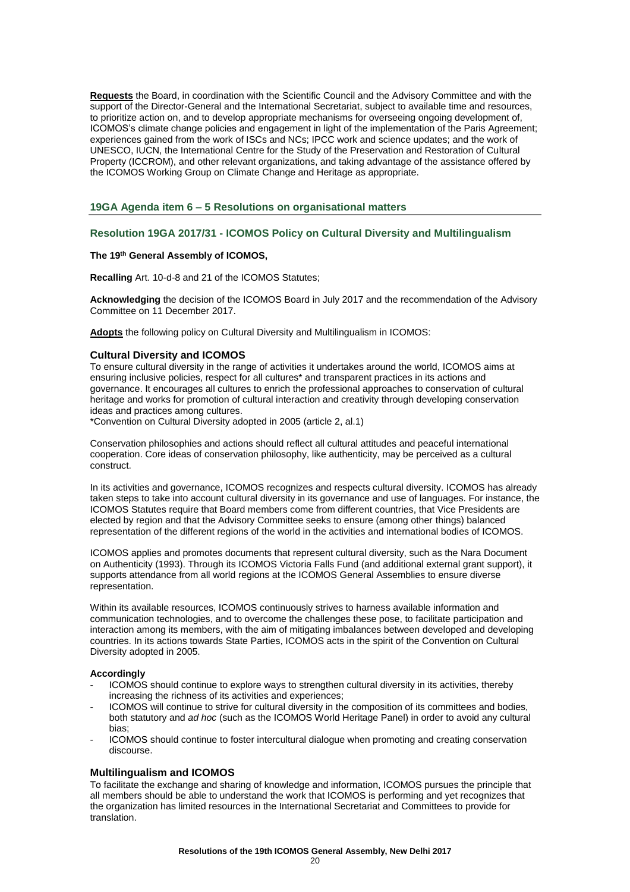**Requests** the Board, in coordination with the Scientific Council and the Advisory Committee and with the support of the Director-General and the International Secretariat, subject to available time and resources, to prioritize action on, and to develop appropriate mechanisms for overseeing ongoing development of, ICOMOS's climate change policies and engagement in light of the implementation of the Paris Agreement; experiences gained from the work of ISCs and NCs; IPCC work and science updates; and the work of UNESCO, IUCN, the International Centre for the Study of the Preservation and Restoration of Cultural Property (ICCROM), and other relevant organizations, and taking advantage of the assistance offered by the ICOMOS Working Group on Climate Change and Heritage as appropriate.

## 19GA Agenda item 6 – 5 Resolutions on organisational matters

## Resolution 19GA 2017/31 - ICOMOS Policy on Cultural Diversity and Multilingualism

**The 19th General Assembly of ICOMOS,**

**Recalling** Art. 10-d-8 and 21 of the ICOMOS Statutes;

**Acknowledging** the decision of the ICOMOS Board in July 2017 and the recommendation of the Advisory Committee on 11 December 2017.

**Adopts** the following policy on Cultural Diversity and Multilingualism in ICOMOS:

### Cultural Diversity and ICOMOS

To ensure cultural diversity in the range of activities it undertakes around the world, ICOMOS aims at ensuring inclusive policies, respect for all cultures* and transparent practices in its actions and governance. It encourages all cultures to enrich the professional approaches to conservation of cultural heritage and works for promotion of cultural interaction and creativity through developing conservation ideas and practices among cultures.
*Convention on Cultural Diversity adopted in 2005 (article 2, al.1)

Conservation philosophies and actions should reflect all cultural attitudes and peaceful international cooperation. Core ideas of conservation philosophy, like authenticity, may be perceived as a cultural construct.

In its activities and governance, ICOMOS recognizes and respects cultural diversity. ICOMOS has already taken steps to take into account cultural diversity in its governance and use of languages. For instance, the ICOMOS Statutes require that Board members come from different countries, that Vice Presidents are elected by region and that the Advisory Committee seeks to ensure (among other things) balanced representation of the different regions of the world in the activities and international bodies of ICOMOS.

ICOMOS applies and promotes documents that represent cultural diversity, such as the Nara Document on Authenticity (1993). Through its ICOMOS Victoria Falls Fund (and additional external grant support), it supports attendance from all world regions at the ICOMOS General Assemblies to ensure diverse representation.

Within its available resources, ICOMOS continuously strives to harness available information and communication technologies, and to overcome the challenges these pose, to facilitate participation and interaction among its members, with the aim of mitigating imbalances between developed and developing countries. In its actions towards State Parties, ICOMOS acts in the spirit of the Convention on Cultural Diversity adopted in 2005.

**Accordingly**

- ICOMOS should continue to explore ways to strengthen cultural diversity in its activities, thereby increasing the richness of its activities and experiences;
- ICOMOS will continue to strive for cultural diversity in the composition of its committees and bodies, both statutory and *ad hoc* (such as the ICOMOS World Heritage Panel) in order to avoid any cultural bias;
- ICOMOS should continue to foster intercultural dialogue when promoting and creating conservation discourse.

### Multilingualism and ICOMOS

To facilitate the exchange and sharing of knowledge and information, ICOMOS pursues the principle that all members should be able to understand the work that ICOMOS is performing and yet recognizes that the organization has limited resources in the International Secretariat and Committees to provide for translation.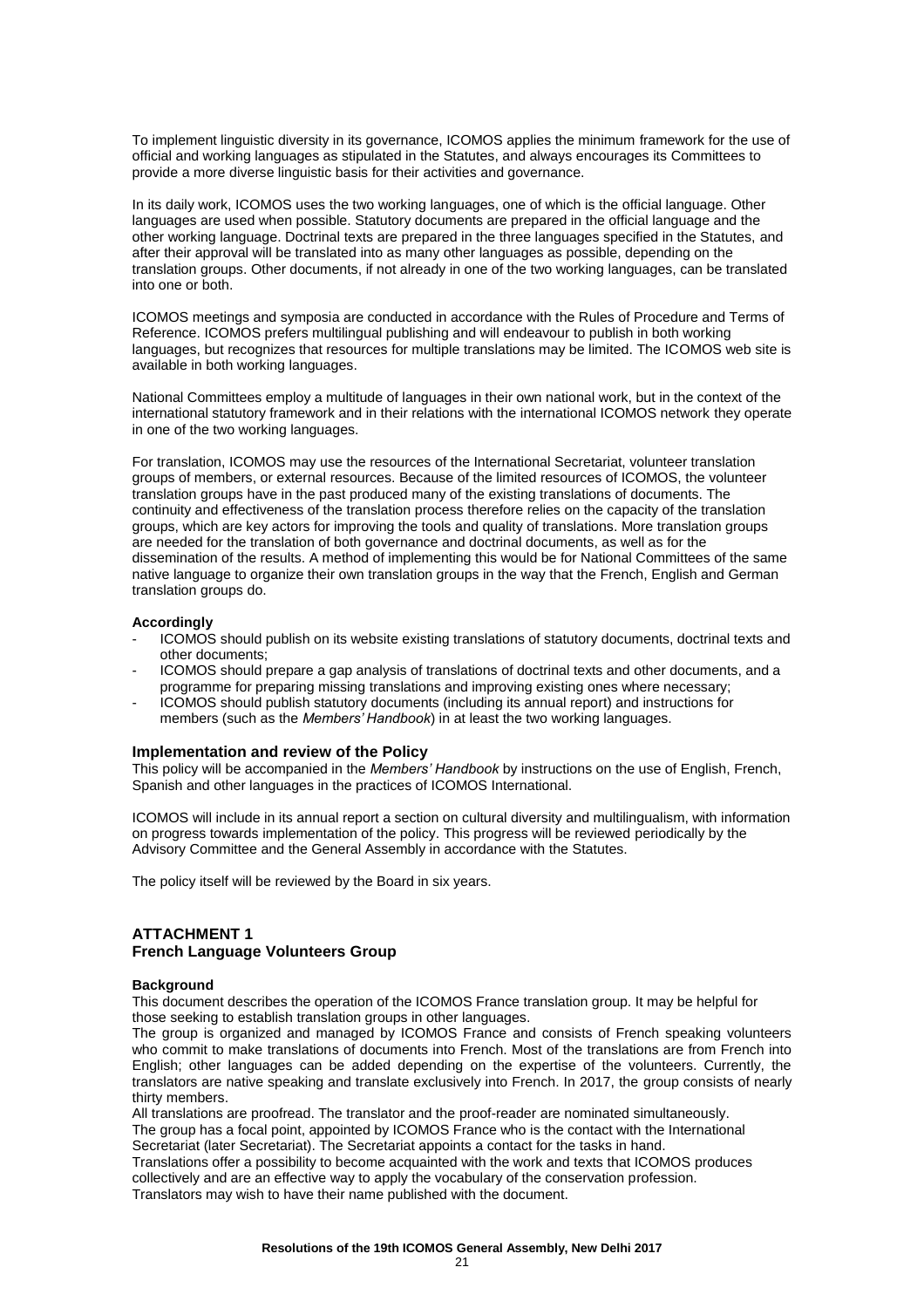To implement linguistic diversity in its governance, ICOMOS applies the minimum framework for the use of official and working languages as stipulated in the Statutes, and always encourages its Committees to provide a more diverse linguistic basis for their activities and governance.

In its daily work, ICOMOS uses the two working languages, one of which is the official language. Other languages are used when possible. Statutory documents are prepared in the official language and the other working language. Doctrinal texts are prepared in the three languages specified in the Statutes, and after their approval will be translated into as many other languages as possible, depending on the translation groups. Other documents, if not already in one of the two working languages, can be translated into one or both.

ICOMOS meetings and symposia are conducted in accordance with the Rules of Procedure and Terms of Reference. ICOMOS prefers multilingual publishing and will endeavour to publish in both working languages, but recognizes that resources for multiple translations may be limited. The ICOMOS web site is available in both working languages.

National Committees employ a multitude of languages in their own national work, but in the context of the international statutory framework and in their relations with the international ICOMOS network they operate in one of the two working languages.

For translation, ICOMOS may use the resources of the International Secretariat, volunteer translation groups of members, or external resources. Because of the limited resources of ICOMOS, the volunteer translation groups have in the past produced many of the existing translations of documents. The continuity and effectiveness of the translation process therefore relies on the capacity of the translation groups, which are key actors for improving the tools and quality of translations. More translation groups are needed for the translation of both governance and doctrinal documents, as well as for the dissemination of the results. A method of implementing this would be for National Committees of the same native language to organize their own translation groups in the way that the French, English and German translation groups do.

**Accordingly**

- ICOMOS should publish on its website existing translations of statutory documents, doctrinal texts and other documents;
- ICOMOS should prepare a gap analysis of translations of doctrinal texts and other documents, and a programme for preparing missing translations and improving existing ones where necessary;
- ICOMOS should publish statutory documents (including its annual report) and instructions for members (such as the *Members' Handbook*) in at least the two working languages.

### Implementation and review of the Policy

This policy will be accompanied in the *Members' Handbook* by instructions on the use of English, French, Spanish and other languages in the practices of ICOMOS International.

ICOMOS will include in its annual report a section on cultural diversity and multilingualism, with information on progress towards implementation of the policy. This progress will be reviewed periodically by the Advisory Committee and the General Assembly in accordance with the Statutes.

The policy itself will be reviewed by the Board in six years.

## ATTACHMENT 1
## French Language Volunteers Group

**Background**

This document describes the operation of the ICOMOS France translation group. It may be helpful for those seeking to establish translation groups in other languages.

The group is organized and managed by ICOMOS France and consists of French speaking volunteers who commit to make translations of documents into French. Most of the translations are from French into English; other languages can be added depending on the expertise of the volunteers. Currently, the translators are native speaking and translate exclusively into French. In 2017, the group consists of nearly thirty members.

All translations are proofread. The translator and the proof-reader are nominated simultaneously.

The group has a focal point, appointed by ICOMOS France who is the contact with the International Secretariat (later Secretariat). The Secretariat appoints a contact for the tasks in hand.

Translations offer a possibility to become acquainted with the work and texts that ICOMOS produces collectively and are an effective way to apply the vocabulary of the conservation profession.

Translators may wish to have their name published with the document.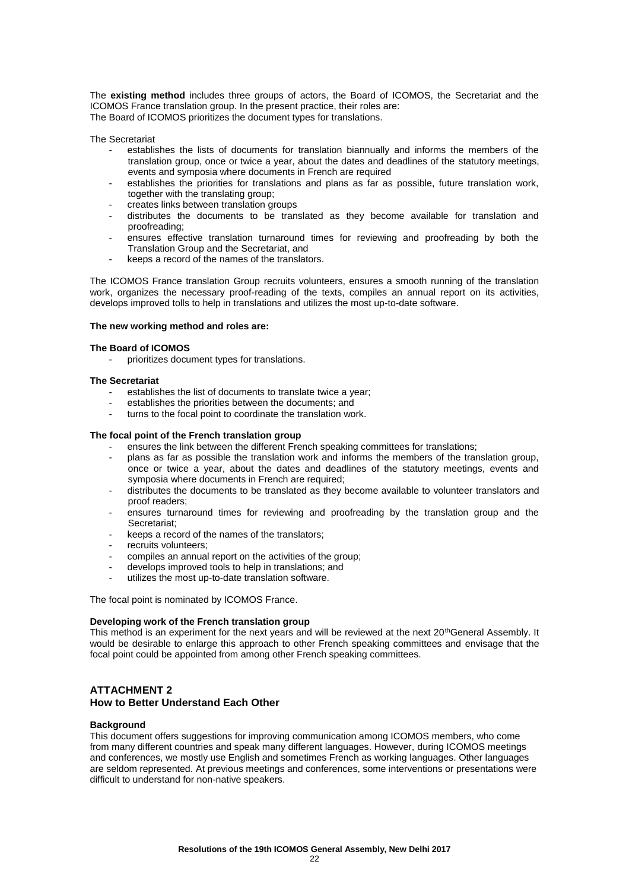The **existing method** includes three groups of actors, the Board of ICOMOS, the Secretariat and the ICOMOS France translation group. In the present practice, their roles are:
The Board of ICOMOS prioritizes the document types for translations.

The Secretariat

- establishes the lists of documents for translation biannually and informs the members of the translation group, once or twice a year, about the dates and deadlines of the statutory meetings, events and symposia where documents in French are required
- establishes the priorities for translations and plans as far as possible, future translation work, together with the translating group;
- creates links between translation groups
- distributes the documents to be translated as they become available for translation and proofreading;
- ensures effective translation turnaround times for reviewing and proofreading by both the Translation Group and the Secretariat, and
- keeps a record of the names of the translators.

The ICOMOS France translation Group recruits volunteers, ensures a smooth running of the translation work, organizes the necessary proof-reading of the texts, compiles an annual report on its activities, develops improved tolls to help in translations and utilizes the most up-to-date software.

**The new working method and roles are:**

**The Board of ICOMOS**

- prioritizes document types for translations.

**The Secretariat**

- establishes the list of documents to translate twice a year;
- establishes the priorities between the documents; and
- turns to the focal point to coordinate the translation work.

**The focal point of the French translation group**

- ensures the link between the different French speaking committees for translations;
- plans as far as possible the translation work and informs the members of the translation group, once or twice a year, about the dates and deadlines of the statutory meetings, events and symposia where documents in French are required;
- distributes the documents to be translated as they become available to volunteer translators and proof readers;
- ensures turnaround times for reviewing and proofreading by the translation group and the Secretariat;
- keeps a record of the names of the translators;
- recruits volunteers;
- compiles an annual report on the activities of the group;
- develops improved tools to help in translations; and
- utilizes the most up-to-date translation software.

The focal point is nominated by ICOMOS France.

**Developing work of the French translation group**

This method is an experiment for the next years and will be reviewed at the next 20th General Assembly. It would be desirable to enlarge this approach to other French speaking committees and envisage that the focal point could be appointed from among other French speaking committees.

## ATTACHMENT 2
## How to Better Understand Each Other

**Background**

This document offers suggestions for improving communication among ICOMOS members, who come from many different countries and speak many different languages. However, during ICOMOS meetings and conferences, we mostly use English and sometimes French as working languages. Other languages are seldom represented. At previous meetings and conferences, some interventions or presentations were difficult to understand for non-native speakers.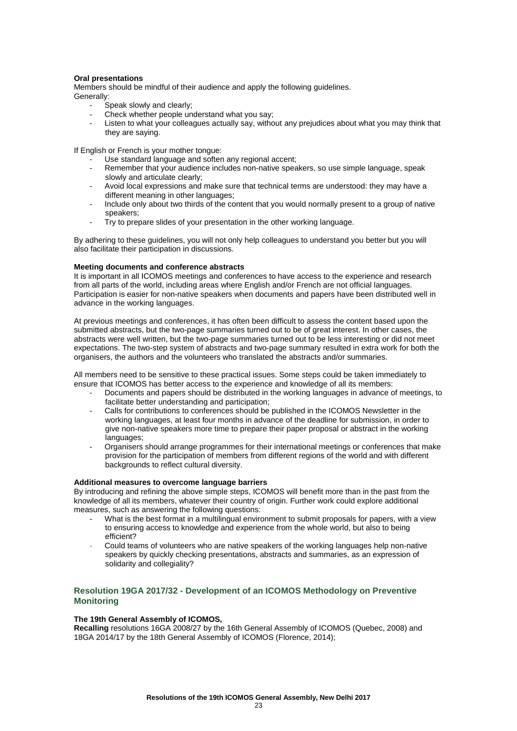**Oral presentations**

Members should be mindful of their audience and apply the following guidelines.
Generally:

- Speak slowly and clearly;
- Check whether people understand what you say;
- Listen to what your colleagues actually say, without any prejudices about what you may think that they are saying.

If English or French is your mother tongue:

- Use standard language and soften any regional accent;
- Remember that your audience includes non-native speakers, so use simple language, speak slowly and articulate clearly;
- Avoid local expressions and make sure that technical terms are understood: they may have a different meaning in other languages;
- Include only about two thirds of the content that you would normally present to a group of native speakers;
- Try to prepare slides of your presentation in the other working language.

By adhering to these guidelines, you will not only help colleagues to understand you better but you will also facilitate their participation in discussions.

**Meeting documents and conference abstracts**

It is important in all ICOMOS meetings and conferences to have access to the experience and research from all parts of the world, including areas where English and/or French are not official languages. Participation is easier for non-native speakers when documents and papers have been distributed well in advance in the working languages.

At previous meetings and conferences, it has often been difficult to assess the content based upon the submitted abstracts, but the two-page summaries turned out to be of great interest. In other cases, the abstracts were well written, but the two-page summaries turned out to be less interesting or did not meet expectations. The two-step system of abstracts and two-page summary resulted in extra work for both the organisers, the authors and the volunteers who translated the abstracts and/or summaries.

All members need to be sensitive to these practical issues. Some steps could be taken immediately to ensure that ICOMOS has better access to the experience and knowledge of all its members:

- Documents and papers should be distributed in the working languages in advance of meetings, to facilitate better understanding and participation;
- Calls for contributions to conferences should be published in the ICOMOS Newsletter in the working languages, at least four months in advance of the deadline for submission, in order to give non-native speakers more time to prepare their paper proposal or abstract in the working languages;
- Organisers should arrange programmes for their international meetings or conferences that make provision for the participation of members from different regions of the world and with different backgrounds to reflect cultural diversity.

**Additional measures to overcome language barriers**

By introducing and refining the above simple steps, ICOMOS will benefit more than in the past from the knowledge of all its members, whatever their country of origin. Further work could explore additional measures, such as answering the following questions:

- What is the best format in a multilingual environment to submit proposals for papers, with a view to ensuring access to knowledge and experience from the whole world, but also to being efficient?
- Could teams of volunteers who are native speakers of the working languages help non-native speakers by quickly checking presentations, abstracts and summaries, as an expression of solidarity and collegiality?

## Resolution 19GA 2017/32 - Development of an ICOMOS Methodology on Preventive Monitoring

**The 19th General Assembly of ICOMOS,**

**Recalling** resolutions 16GA 2008/27 by the 16th General Assembly of ICOMOS (Quebec, 2008) and 18GA 2014/17 by the 18th General Assembly of ICOMOS (Florence, 2014);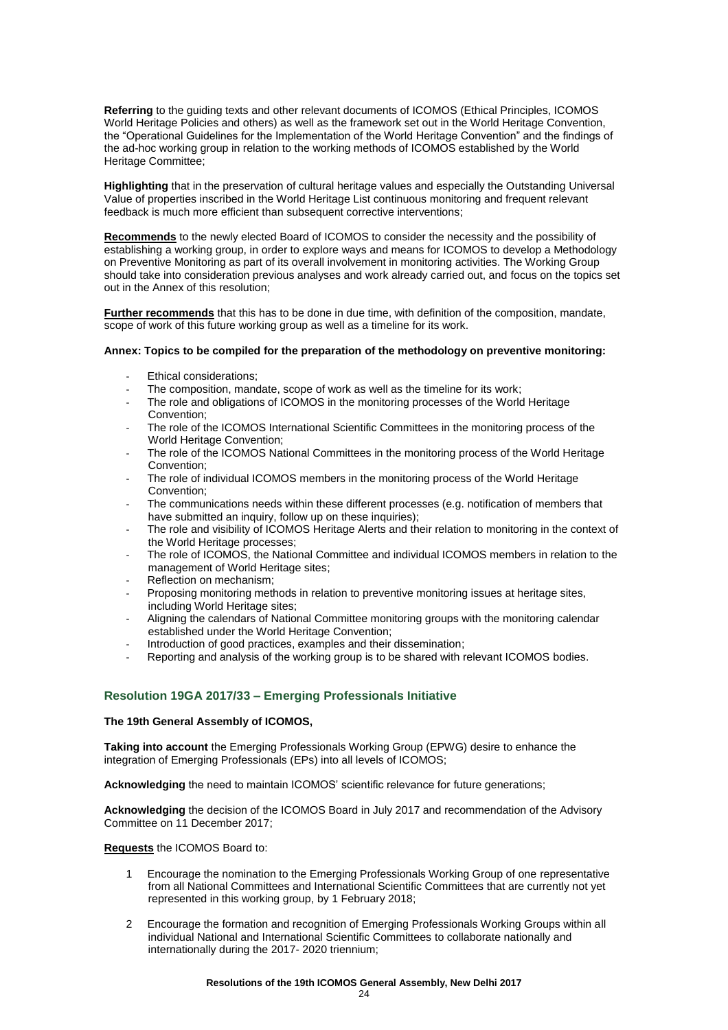**Referring** to the guiding texts and other relevant documents of ICOMOS (Ethical Principles, ICOMOS World Heritage Policies and others) as well as the framework set out in the World Heritage Convention, the "Operational Guidelines for the Implementation of the World Heritage Convention" and the findings of the ad-hoc working group in relation to the working methods of ICOMOS established by the World Heritage Committee;

**Highlighting** that in the preservation of cultural heritage values and especially the Outstanding Universal Value of properties inscribed in the World Heritage List continuous monitoring and frequent relevant feedback is much more efficient than subsequent corrective interventions;

**Recommends** to the newly elected Board of ICOMOS to consider the necessity and the possibility of establishing a working group, in order to explore ways and means for ICOMOS to develop a Methodology on Preventive Monitoring as part of its overall involvement in monitoring activities. The Working Group should take into consideration previous analyses and work already carried out, and focus on the topics set out in the Annex of this resolution;

**Further recommends** that this has to be done in due time, with definition of the composition, mandate, scope of work of this future working group as well as a timeline for its work.

**Annex: Topics to be compiled for the preparation of the methodology on preventive monitoring:**

- Ethical considerations;
- The composition, mandate, scope of work as well as the timeline for its work;
- The role and obligations of ICOMOS in the monitoring processes of the World Heritage Convention;
- The role of the ICOMOS International Scientific Committees in the monitoring process of the World Heritage Convention;
- The role of the ICOMOS National Committees in the monitoring process of the World Heritage Convention;
- The role of individual ICOMOS members in the monitoring process of the World Heritage Convention;
- The communications needs within these different processes (e.g. notification of members that have submitted an inquiry, follow up on these inquiries);
- The role and visibility of ICOMOS Heritage Alerts and their relation to monitoring in the context of the World Heritage processes;
- The role of ICOMOS, the National Committee and individual ICOMOS members in relation to the management of World Heritage sites;
- Reflection on mechanism;
- Proposing monitoring methods in relation to preventive monitoring issues at heritage sites, including World Heritage sites;
- Aligning the calendars of National Committee monitoring groups with the monitoring calendar established under the World Heritage Convention;
- Introduction of good practices, examples and their dissemination;
- Reporting and analysis of the working group is to be shared with relevant ICOMOS bodies.

### Resolution 19GA 2017/33 – Emerging Professionals Initiative

**The 19th General Assembly of ICOMOS,**

**Taking into account** the Emerging Professionals Working Group (EPWG) desire to enhance the integration of Emerging Professionals (EPs) into all levels of ICOMOS;

**Acknowledging** the need to maintain ICOMOS' scientific relevance for future generations;

**Acknowledging** the decision of the ICOMOS Board in July 2017 and recommendation of the Advisory Committee on 11 December 2017;

**Requests** the ICOMOS Board to:

1. Encourage the nomination to the Emerging Professionals Working Group of one representative from all National Committees and International Scientific Committees that are currently not yet represented in this working group, by 1 February 2018;
2. Encourage the formation and recognition of Emerging Professionals Working Groups within all individual National and International Scientific Committees to collaborate nationally and internationally during the 2017- 2020 triennium;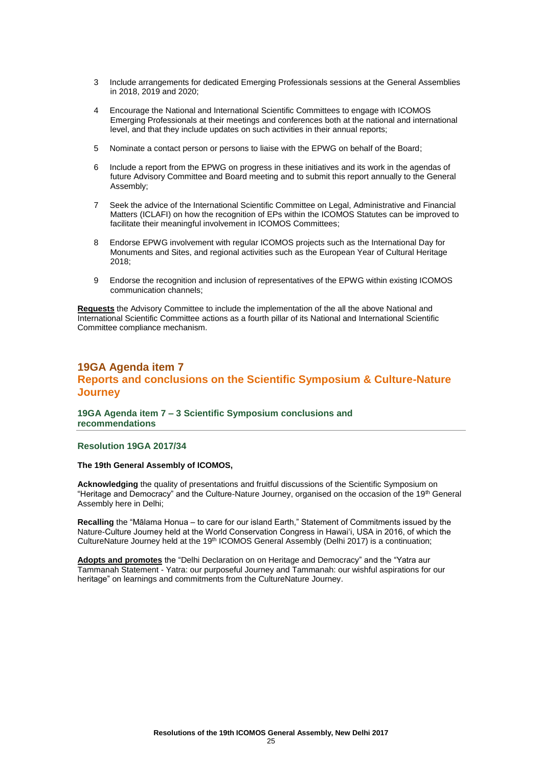3 Include arrangements for dedicated Emerging Professionals sessions at the General Assemblies in 2018, 2019 and 2020;

4 Encourage the National and International Scientific Committees to engage with ICOMOS Emerging Professionals at their meetings and conferences both at the national and international level, and that they include updates on such activities in their annual reports;

5 Nominate a contact person or persons to liaise with the EPWG on behalf of the Board;

6 Include a report from the EPWG on progress in these initiatives and its work in the agendas of future Advisory Committee and Board meeting and to submit this report annually to the General Assembly;

7 Seek the advice of the International Scientific Committee on Legal, Administrative and Financial Matters (ICLAFI) on how the recognition of EPs within the ICOMOS Statutes can be improved to facilitate their meaningful involvement in ICOMOS Committees;

8 Endorse EPWG involvement with regular ICOMOS projects such as the International Day for Monuments and Sites, and regional activities such as the European Year of Cultural Heritage 2018;

9 Endorse the recognition and inclusion of representatives of the EPWG within existing ICOMOS communication channels;

**Requests** the Advisory Committee to include the implementation of the all the above National and International Scientific Committee actions as a fourth pillar of its National and International Scientific Committee compliance mechanism.

## 19GA Agenda item 7
## Reports and conclusions on the Scientific Symposium & Culture-Nature Journey

### 19GA Agenda item 7 – 3 Scientific Symposium conclusions and recommendations

#### Resolution 19GA 2017/34

**The 19th General Assembly of ICOMOS,**

**Acknowledging** the quality of presentations and fruitful discussions of the Scientific Symposium on "Heritage and Democracy" and the Culture-Nature Journey, organised on the occasion of the 19th General Assembly here in Delhi;

**Recalling** the "Mālama Honua – to care for our island Earth," Statement of Commitments issued by the Nature-Culture Journey held at the World Conservation Congress in Hawaiʻi, USA in 2016, of which the CultureNature Journey held at the 19th ICOMOS General Assembly (Delhi 2017) is a continuation;

**Adopts and promotes** the "Delhi Declaration on on Heritage and Democracy" and the "Yatra aur Tammanah Statement - Yatra: our purposeful Journey and Tammanah: our wishful aspirations for our heritage" on learnings and commitments from the CultureNature Journey.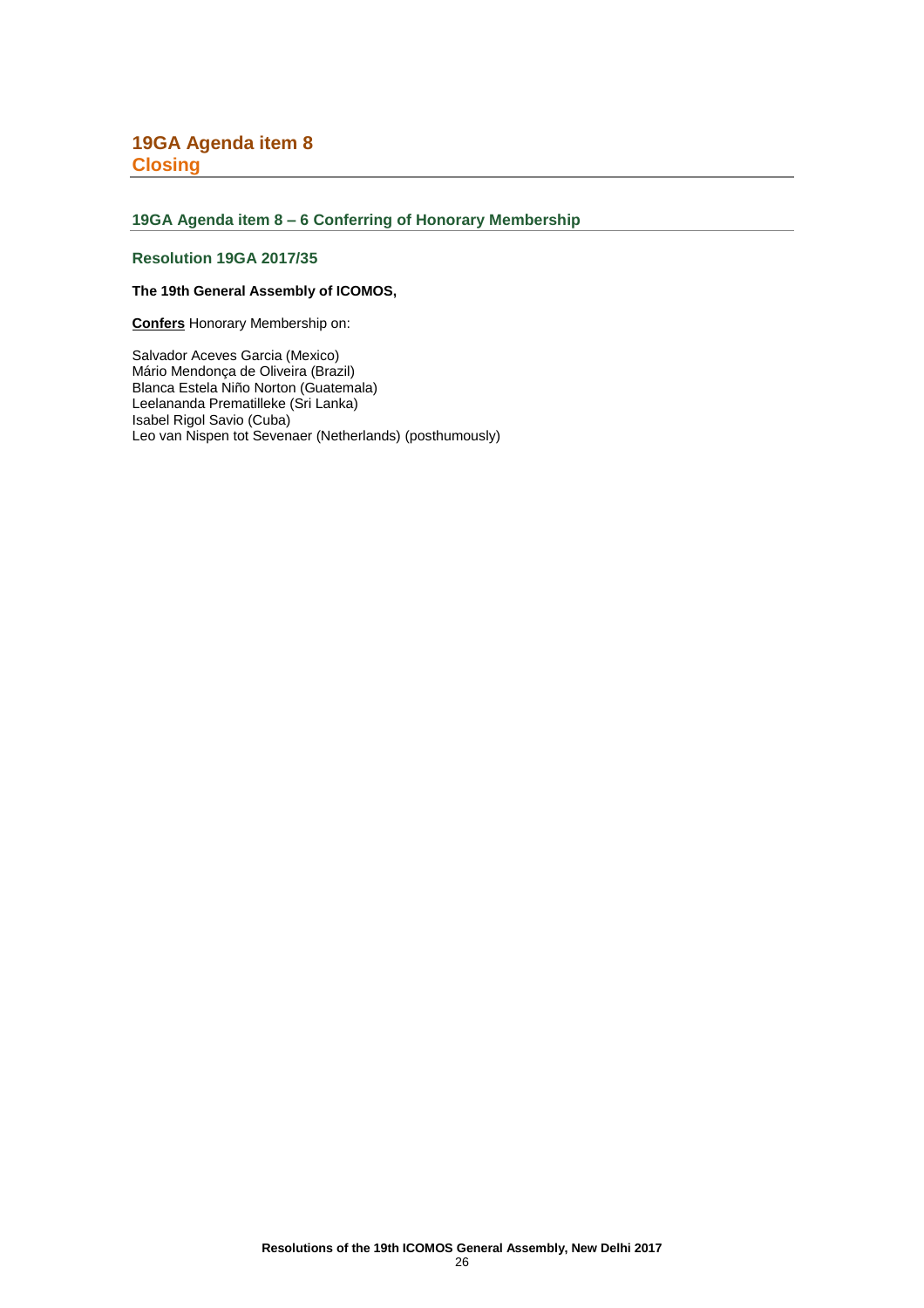## 19GA Agenda item 8
## Closing

### 19GA Agenda item 8 – 6 Conferring of Honorary Membership

#### Resolution 19GA 2017/35

**The 19th General Assembly of ICOMOS,**

**Confers** Honorary Membership on:

Salvador Aceves Garcia (Mexico)
Mário Mendonça de Oliveira (Brazil)
Blanca Estela Niño Norton (Guatemala)
Leelananda Prematilleke (Sri Lanka)
Isabel Rigol Savio (Cuba)
Leo van Nispen tot Sevenaer (Netherlands) (posthumously)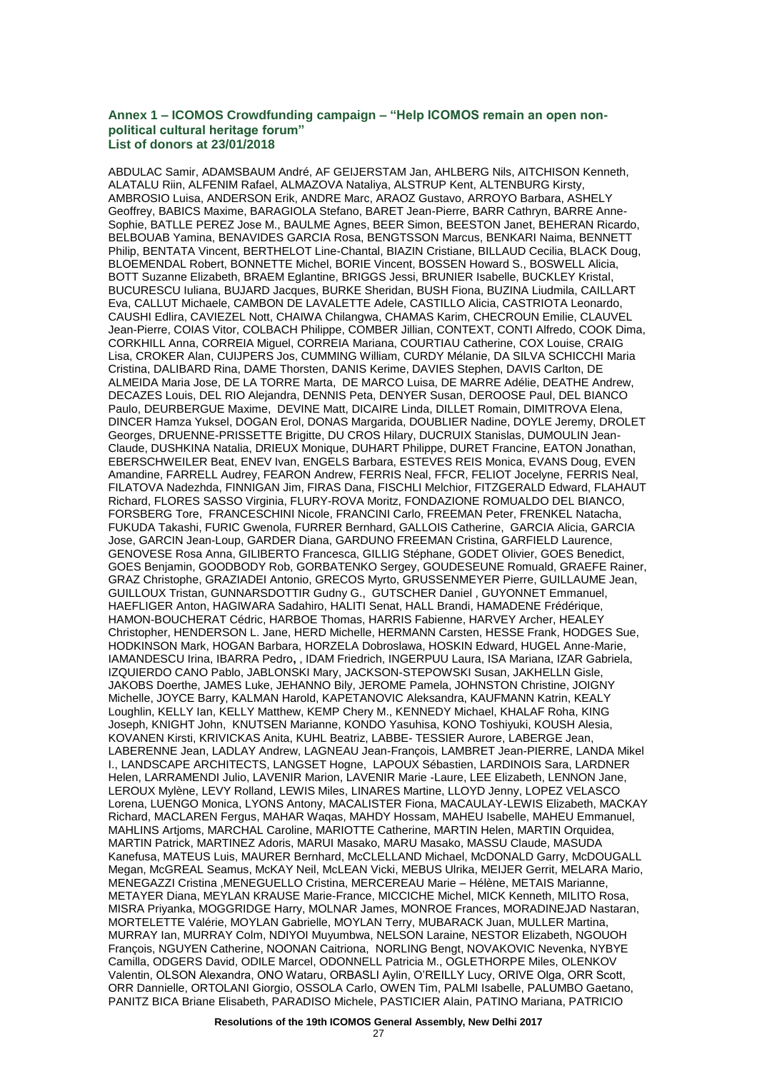### Annex 1 – ICOMOS Crowdfunding campaign – "Help ICOMOS remain an open non-political cultural heritage forum"
### List of donors at 23/01/2018

ABDULAC Samir, ADAMSBAUM André, AF GEIJERSTAM Jan, AHLBERG Nils, AITCHISON Kenneth, ALATALU Riin, ALFENIM Rafael, ALMAZOVA Nataliya, ALSTRUP Kent, ALTENBURG Kirsty, AMBROSIO Luisa, ANDERSON Erik, ANDRE Marc, ARAOZ Gustavo, ARROYO Barbara, ASHELY Geoffrey, BABICS Maxime, BARAGIOLA Stefano, BARET Jean-Pierre, BARR Cathryn, BARRE Anne-Sophie, BATLLE PEREZ Jose M., BAULME Agnes, BEER Simon, BEESTON Janet, BEHERAN Ricardo, BELBOUAB Yamina, BENAVIDES GARCIA Rosa, BENGTSSON Marcus, BENKARI Naima, BENNETT Philip, BENTATA Vincent, BERTHELOT Line-Chantal, BIAZIN Cristiane, BILLAUD Cecilia, BLACK Doug, BLOEMENDAL Robert, BONNETTE Michel, BORIE Vincent, BOSSEN Howard S., BOSWELL Alicia, BOTT Suzanne Elizabeth, BRAEM Eglantine, BRIGGS Jessi, BRUNIER Isabelle, BUCKLEY Kristal, BUCURESCU Iuliana, BUJARD Jacques, BURKE Sheridan, BUSH Fiona, BUZINA Liudmila, CAILLART Eva, CALLUT Michaele, CAMBON DE LAVALETTE Adele, CASTILLO Alicia, CASTRIOTA Leonardo, CAUSHI Edlira, CAVIEZEL Nott, CHAIWA Chilangwa, CHAMAS Karim, CHECROUN Emilie, CLAUVEL Jean-Pierre, COIAS Vitor, COLBACH Philippe, COMBER Jillian, CONTEXT, CONTI Alfredo, COOK Dima, CORKHILL Anna, CORREIA Miguel, CORREIA Mariana, COURTIAU Catherine, COX Louise, CRAIG Lisa, CROKER Alan, CUIJPERS Jos, CUMMING William, CURDY Mélanie, DA SILVA SCHICCHI Maria Cristina, DALIBARD Rina, DAME Thorsten, DANIS Kerime, DAVIES Stephen, DAVIS Carlton, DE ALMEIDA Maria Jose, DE LA TORRE Marta, DE MARCO Luisa, DE MARRE Adélie, DEATHE Andrew, DECAZES Louis, DEL RIO Alejandra, DENNIS Peta, DENYER Susan, DEROOSE Paul, DEL BIANCO Paulo, DEURBERGUE Maxime, DEVINE Matt, DICAIRE Linda, DILLET Romain, DIMITROVA Elena, DINCER Hamza Yuksel, DOGAN Erol, DONAS Margarida, DOUBLIER Nadine, DOYLE Jeremy, DROLET Georges, DRUENNE-PRISSETTE Brigitte, DU CROS Hilary, DUCRUIX Stanislas, DUMOULIN Jean-Claude, DUSHKINA Natalia, DRIEUX Monique, DUHART Philippe, DURET Francine, EATON Jonathan, EBERSCHWEILER Beat, ENEV Ivan, ENGELS Barbara, ESTEVES REIS Monica, EVANS Doug, EVEN Amandine, FARRELL Audrey, FEARON Andrew, FERRIS Neal, FFCR, FELIOT Jocelyne, FERRIS Neal, FILATOVA Nadezhda, FINNIGAN Jim, FIRAS Dana, FISCHLI Melchior, FITZGERALD Edward, FLAHAUT Richard, FLORES SASSO Virginia, FLURY-ROVA Moritz, FONDAZIONE ROMUALDO DEL BIANCO, FORSBERG Tore, FRANCESCHINI Nicole, FRANCINI Carlo, FREEMAN Peter, FRENKEL Natacha, FUKUDA Takashi, FURIC Gwenola, FURRER Bernhard, GALLOIS Catherine, GARCIA Alicia, GARCIA Jose, GARCIN Jean-Loup, GARDER Diana, GARDUNO FREEMAN Cristina, GARFIELD Laurence, GENOVESE Rosa Anna, GILIBERTO Francesca, GILLIG Stéphane, GODET Olivier, GOES Benedict, GOES Benjamin, GOODBODY Rob, GORBATENKO Sergey, GOUDESEUNE Romuald, GRAEFE Rainer, GRAZ Christophe, GRAZIADEI Antonio, GRECOS Myrto, GRUSSENMEYER Pierre, GUILLAUME Jean, GUILLOUX Tristan, GUNNARSDOTTIR Gudny G., GUTSCHER Daniel , GUYONNET Emmanuel, HAEFLIGER Anton, HAGIWARA Sadahiro, HALITI Senat, HALL Brandi, HAMADENE Frédérique, HAMON-BOUCHERAT Cédric, HARBOE Thomas, HARRIS Fabienne, HARVEY Archer, HEALEY Christopher, HENDERSON L. Jane, HERD Michelle, HERMANN Carsten, HESSE Frank, HODGES Sue, HODKINSON Mark, HOGAN Barbara, HORZELA Dobroslawa, HOSKIN Edward, HUGEL Anne-Marie, IAMANDESCU Irina, IBARRA Pedro, , IDAM Friedrich, INGERPUU Laura, ISA Mariana, IZAR Gabriela, IZQUIERDO CANO Pablo, JABLONSKI Mary, JACKSON-STEPOWSKI Susan, JAKHELLN Gisle, JAKOBS Doerthe, JAMES Luke, JEHANNO Bily, JEROME Pamela, JOHNSTON Christine, JOIGNY Michelle, JOYCE Barry, KALMAN Harold, KAPETANOVIC Aleksandra, KAUFMANN Katrin, KEALY Loughlin, KELLY Ian, KELLY Matthew, KEMP Chery M., KENNEDY Michael, KHALAF Roha, KING Joseph, KNIGHT John, KNUTSEN Marianne, KONDO Yasuhisa, KONO Toshiyuki, KOUSH Alesia, KOVANEN Kirsti, KRIVICKAS Anita, KUHL Beatriz, LABBE- TESSIER Aurore, LABERGE Jean, LABERENNE Jean, LADLAY Andrew, LAGNEAU Jean-François, LAMBRET Jean-PIERRE, LANDA Mikel I., LANDSCAPE ARCHITECTS, LANGSET Hogne, LAPOUX Sébastien, LARDINOIS Sara, LARDNER Helen, LARRAMENDI Julio, LAVENIR Marion, LAVENIR Marie -Laure, LEE Elizabeth, LENNON Jane, LEROUX Mylène, LEVY Rolland, LEWIS Miles, LINARES Martine, LLOYD Jenny, LOPEZ VELASCO Lorena, LUENGO Monica, LYONS Antony, MACALISTER Fiona, MACAULAY-LEWIS Elizabeth, MACKAY Richard, MACLAREN Fergus, MAHAR Waqas, MAHDY Hossam, MAHEU Isabelle, MAHEU Emmanuel, MAHLINS Artjoms, MARCHAL Caroline, MARIOTTE Catherine, MARTIN Helen, MARTIN Orquidea, MARTIN Patrick, MARTINEZ Adoris, MARUI Masako, MARU Masako, MASSU Claude, MASUDA Kanefusa, MATEUS Luis, MAURER Bernhard, McCLELLAND Michael, McDONALD Garry, McDOUGALL Megan, McGREAL Seamus, McKAY Neil, McLEAN Vicki, MEBUS Ulrika, MEIJER Gerrit, MELARA Mario, MENEGAZZI Cristina ,MENEGUELLO Cristina, MERCEREAU Marie – Hélène, METAIS Marianne, METAYER Diana, MEYLAN KRAUSE Marie-France, MICCICHE Michel, MICK Kenneth, MILITO Rosa, MISRA Priyanka, MOGGRIDGE Harry, MOLNAR James, MONROE Frances, MORADINEJAD Nastaran, MORTELETTE Valérie, MOYLAN Gabrielle, MOYLAN Terry, MUBARACK Juan, MULLER Martina, MURRAY Ian, MURRAY Colm, NDIYOI Muyumbwa, NELSON Laraine, NESTOR Elizabeth, NGOUOH François, NGUYEN Catherine, NOONAN Caitriona, NORLING Bengt, NOVAKOVIC Nevenka, NYBYE Camilla, ODGERS David, ODILE Marcel, ODONNELL Patricia M., OGLETHORPE Miles, OLENKOV Valentin, OLSON Alexandra, ONO Wataru, ORBASLI Aylin, O'REILLY Lucy, ORIVE Olga, ORR Scott, ORR Dannielle, ORTOLANI Giorgio, OSSOLA Carlo, OWEN Tim, PALMI Isabelle, PALUMBO Gaetano, PANITZ BICA Briane Elisabeth, PARADISO Michele, PASTICIER Alain, PATINO Mariana, PATRICIO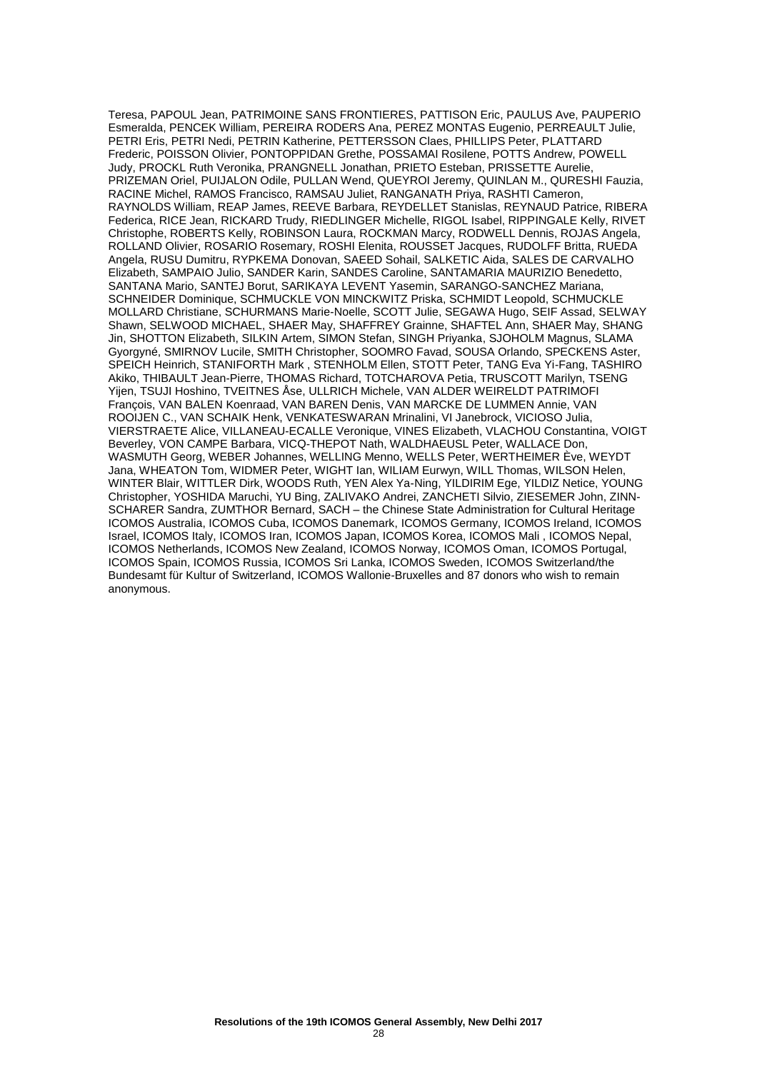Teresa, PAPOUL Jean, PATRIMOINE SANS FRONTIERES, PATTISON Eric, PAULUS Ave, PAUPERIO Esmeralda, PENCEK William, PEREIRA RODERS Ana, PEREZ MONTAS Eugenio, PERREAULT Julie, PETRI Eris, PETRI Nedi, PETRIN Katherine, PETTERSSON Claes, PHILLIPS Peter, PLATTARD Frederic, POISSON Olivier, PONTOPPIDAN Grethe, POSSAMAI Rosilene, POTTS Andrew, POWELL Judy, PROCKL Ruth Veronika, PRANGNELL Jonathan, PRIETO Esteban, PRISSETTE Aurelie, PRIZEMAN Oriel, PUIJALON Odile, PULLAN Wend, QUEYROI Jeremy, QUINLAN M., QURESHI Fauzia, RACINE Michel, RAMOS Francisco, RAMSAU Juliet, RANGANATH Priya, RASHTI Cameron, RAYNOLDS William, REAP James, REEVE Barbara, REYDELLET Stanislas, REYNAUD Patrice, RIBERA Federica, RICE Jean, RICKARD Trudy, RIEDLINGER Michelle, RIGOL Isabel, RIPPINGALE Kelly, RIVET Christophe, ROBERTS Kelly, ROBINSON Laura, ROCKMAN Marcy, RODWELL Dennis, ROJAS Angela, ROLLAND Olivier, ROSARIO Rosemary, ROSHI Elenita, ROUSSET Jacques, RUDOLFF Britta, RUEDA Angela, RUSU Dumitru, RYPKEMA Donovan, SAEED Sohail, SALKETIC Aida, SALES DE CARVALHO Elizabeth, SAMPAIO Julio, SANDER Karin, SANDES Caroline, SANTAMARIA MAURIZIO Benedetto, SANTANA Mario, SANTEJ Borut, SARIKAYA LEVENT Yasemin, SARANGO-SANCHEZ Mariana, SCHNEIDER Dominique, SCHMUCKLE VON MINCKWITZ Priska, SCHMIDT Leopold, SCHMUCKLE MOLLARD Christiane, SCHURMANS Marie-Noelle, SCOTT Julie, SEGAWA Hugo, SEIF Assad, SELWAY Shawn, SELWOOD MICHAEL, SHAER May, SHAFFREY Grainne, SHAFTEL Ann, SHAER May, SHANG Jin, SHOTTON Elizabeth, SILKIN Artem, SIMON Stefan, SINGH Priyanka, SJOHOLM Magnus, SLAMA Gyorgyné, SMIRNOV Lucile, SMITH Christopher, SOOMRO Favad, SOUSA Orlando, SPECKENS Aster, SPEICH Heinrich, STANIFORTH Mark , STENHOLM Ellen, STOTT Peter, TANG Eva Yi-Fang, TASHIRO Akiko, THIBAULT Jean-Pierre, THOMAS Richard, TOTCHAROVA Petia, TRUSCOTT Marilyn, TSENG Yijen, TSUJI Hoshino, TVEITNES Åse, ULLRICH Michele, VAN ALDER WEIRELDT PATRIMOFI François, VAN BALEN Koenraad, VAN BAREN Denis, VAN MARCKE DE LUMMEN Annie, VAN ROOIJEN C., VAN SCHAIK Henk, VENKATESWARAN Mrinalini, VI Janebrock, VICIOSO Julia, VIERSTRAETE Alice, VILLANEAU-ECALLE Veronique, VINES Elizabeth, VLACHOU Constantina, VOIGT Beverley, VON CAMPE Barbara, VICQ-THEPOT Nath, WALDHAEUSL Peter, WALLACE Don, WASMUTH Georg, WEBER Johannes, WELLING Menno, WELLS Peter, WERTHEIMER Ève, WEYDT Jana, WHEATON Tom, WIDMER Peter, WIGHT Ian, WILIAM Eurwyn, WILL Thomas, WILSON Helen, WINTER Blair, WITTLER Dirk, WOODS Ruth, YEN Alex Ya-Ning, YILDIRIM Ege, YILDIZ Netice, YOUNG Christopher, YOSHIDA Maruchi, YU Bing, ZALIVAKO Andrei, ZANCHETI Silvio, ZIESEMER John, ZINN-SCHARER Sandra, ZUMTHOR Bernard, SACH – the Chinese State Administration for Cultural Heritage ICOMOS Australia, ICOMOS Cuba, ICOMOS Danemark, ICOMOS Germany, ICOMOS Ireland, ICOMOS Israel, ICOMOS Italy, ICOMOS Iran, ICOMOS Japan, ICOMOS Korea, ICOMOS Mali , ICOMOS Nepal, ICOMOS Netherlands, ICOMOS New Zealand, ICOMOS Norway, ICOMOS Oman, ICOMOS Portugal, ICOMOS Spain, ICOMOS Russia, ICOMOS Sri Lanka, ICOMOS Sweden, ICOMOS Switzerland/the Bundesamt für Kultur of Switzerland, ICOMOS Wallonie-Bruxelles and 87 donors who wish to remain anonymous.